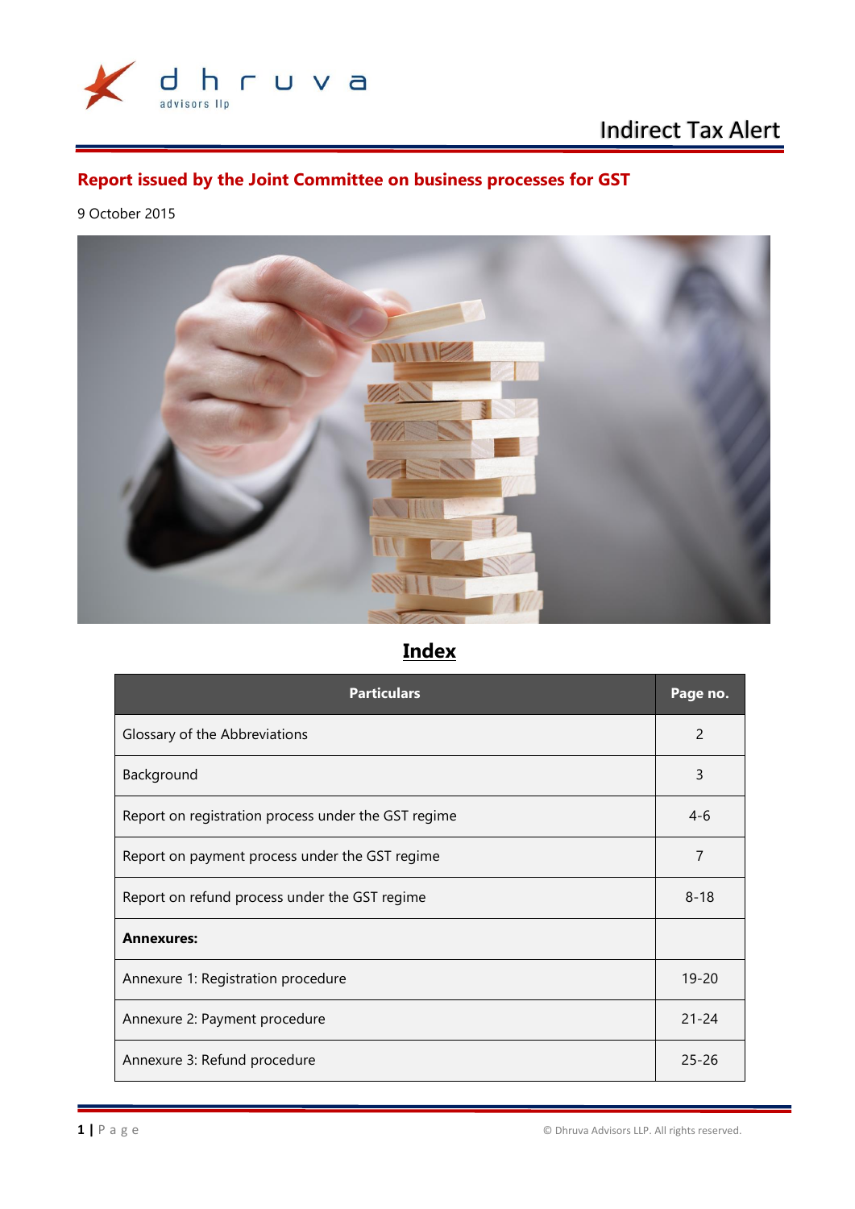dhruva advisors llp

Indirect Tax Alert

# Report issued by the Joint Committee on business processes for GST

9 October 2015

## Index

| Particulars | Page no. |
|---|---|
| Glossary of the Abbreviations | 2 |
| Background | 3 |
| Report on registration process under the GST regime | 4-6 |
| Report on payment process under the GST regime | 7 |
| Report on refund process under the GST regime | 8-18 |
| **Annexures:** | |
| Annexure 1: Registration procedure | 19-20 |
| Annexure 2: Payment procedure | 21-24 |
| Annexure 3: Refund procedure | 25-26 |

© Dhruva Advisors LLP. All rights reserved.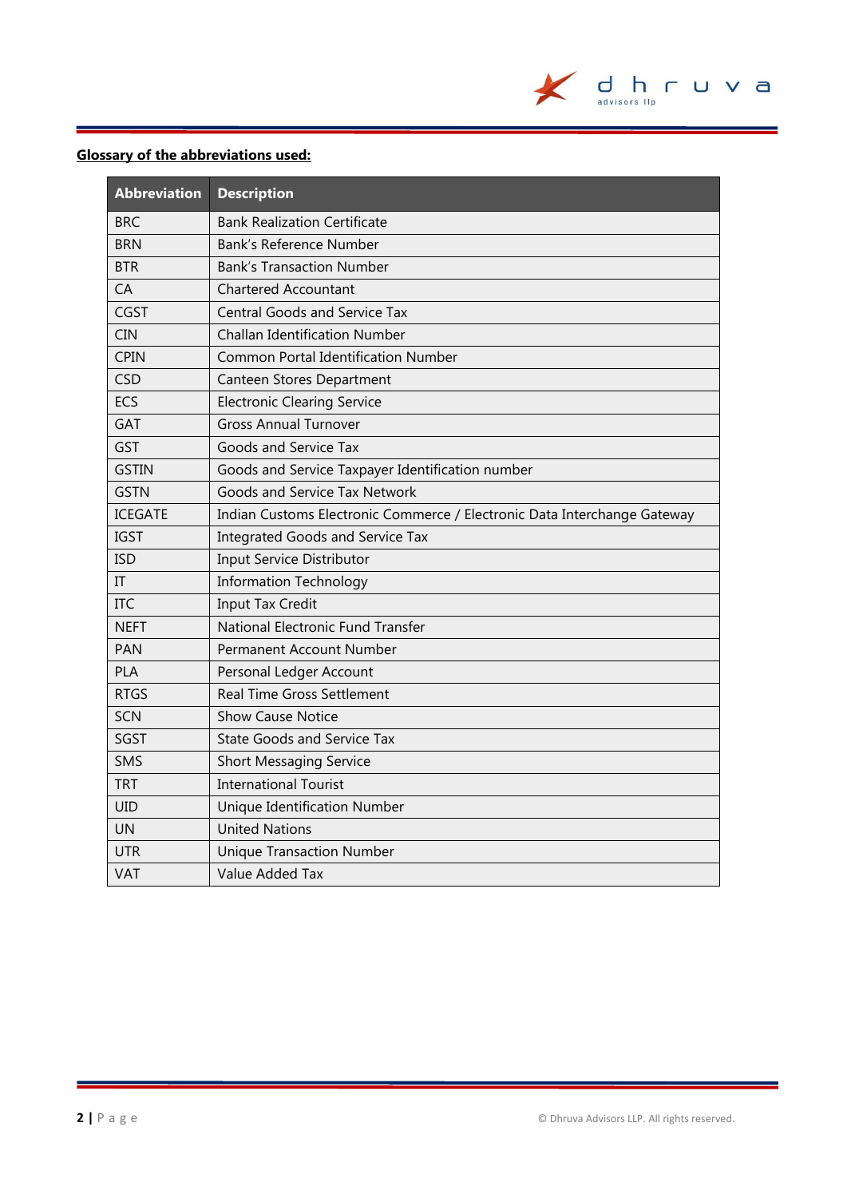**Glossary of the abbreviations used:**

| Abbreviation | Description |
|---|---|
| BRC | Bank Realization Certificate |
| BRN | Bank's Reference Number |
| BTR | Bank's Transaction Number |
| CA | Chartered Accountant |
| CGST | Central Goods and Service Tax |
| CIN | Challan Identification Number |
| CPIN | Common Portal Identification Number |
| CSD | Canteen Stores Department |
| ECS | Electronic Clearing Service |
| GAT | Gross Annual Turnover |
| GST | Goods and Service Tax |
| GSTIN | Goods and Service Taxpayer Identification number |
| GSTN | Goods and Service Tax Network |
| ICEGATE | Indian Customs Electronic Commerce / Electronic Data Interchange Gateway |
| IGST | Integrated Goods and Service Tax |
| ISD | Input Service Distributor |
| IT | Information Technology |
| ITC | Input Tax Credit |
| NEFT | National Electronic Fund Transfer |
| PAN | Permanent Account Number |
| PLA | Personal Ledger Account |
| RTGS | Real Time Gross Settlement |
| SCN | Show Cause Notice |
| SGST | State Goods and Service Tax |
| SMS | Short Messaging Service |
| TRT | International Tourist |
| UID | Unique Identification Number |
| UN | United Nations |
| UTR | Unique Transaction Number |
| VAT | Value Added Tax |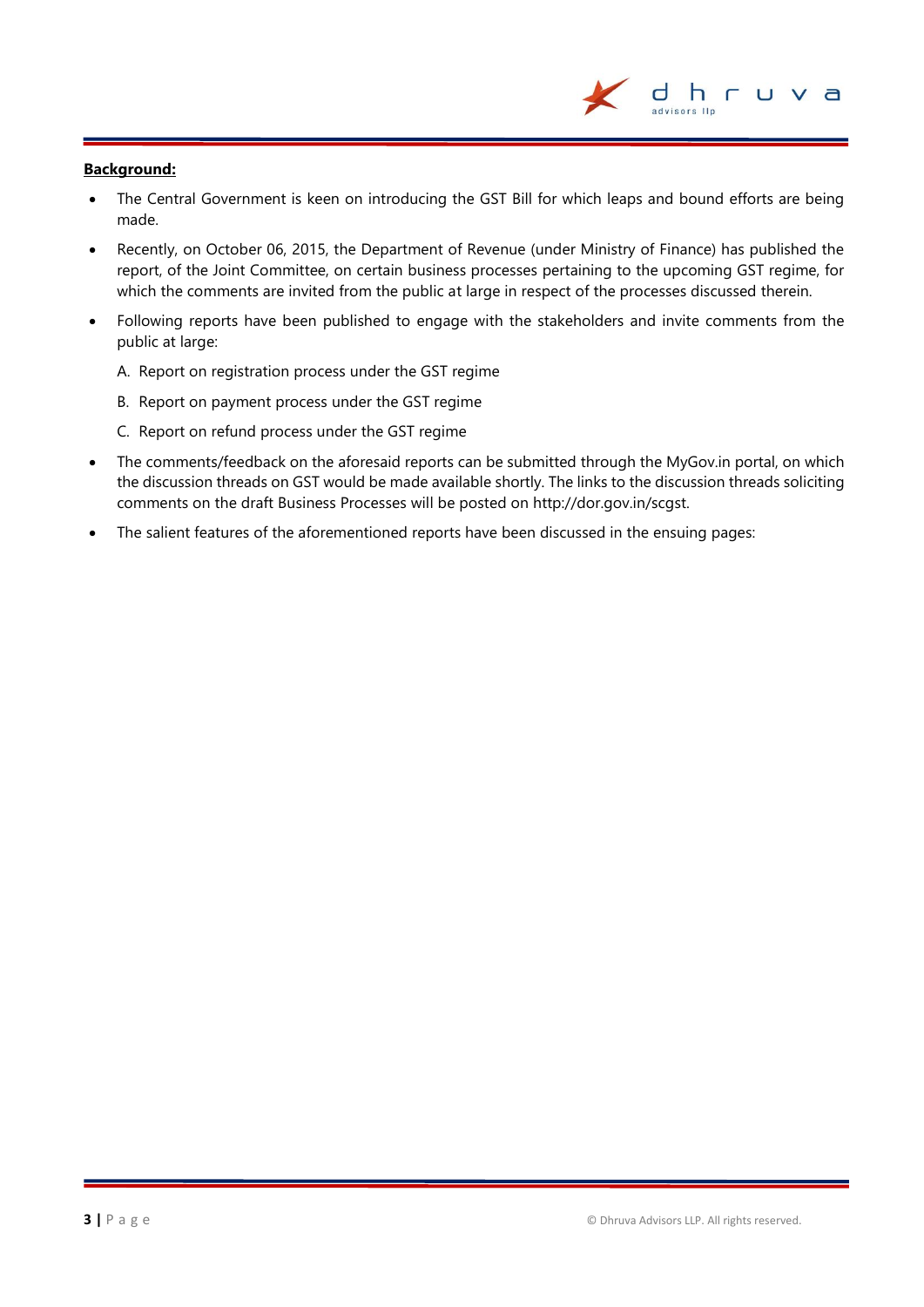**Background:**

- The Central Government is keen on introducing the GST Bill for which leaps and bound efforts are being made.
- Recently, on October 06, 2015, the Department of Revenue (under Ministry of Finance) has published the report, of the Joint Committee, on certain business processes pertaining to the upcoming GST regime, for which the comments are invited from the public at large in respect of the processes discussed therein.
- Following reports have been published to engage with the stakeholders and invite comments from the public at large:

  A. Report on registration process under the GST regime

  B. Report on payment process under the GST regime

  C. Report on refund process under the GST regime

- The comments/feedback on the aforesaid reports can be submitted through the MyGov.in portal, on which the discussion threads on GST would be made available shortly. The links to the discussion threads soliciting comments on the draft Business Processes will be posted on http://dor.gov.in/scgst.
- The salient features of the aforementioned reports have been discussed in the ensuing pages: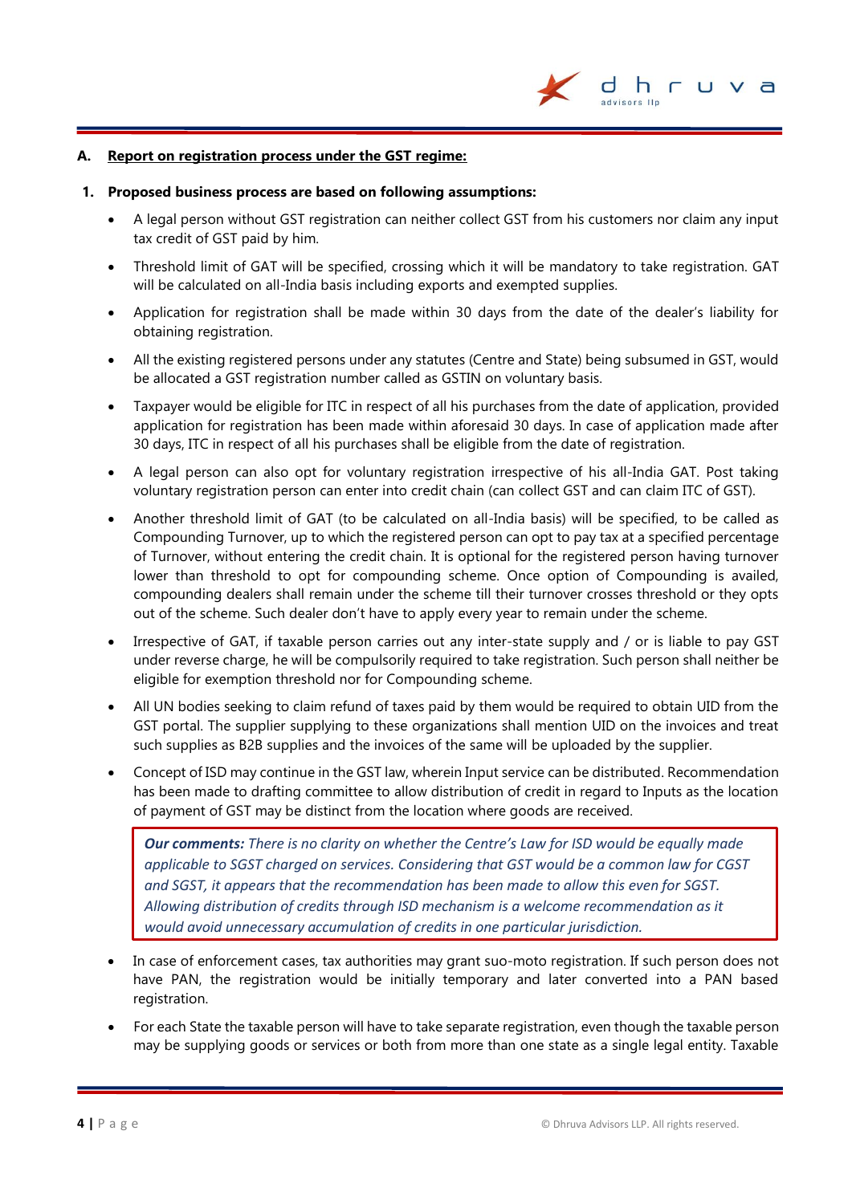## A. Report on registration process under the GST regime:

### 1. Proposed business process are based on following assumptions:

- A legal person without GST registration can neither collect GST from his customers nor claim any input tax credit of GST paid by him.
- Threshold limit of GAT will be specified, crossing which it will be mandatory to take registration. GAT will be calculated on all-India basis including exports and exempted supplies.
- Application for registration shall be made within 30 days from the date of the dealer's liability for obtaining registration.
- All the existing registered persons under any statutes (Centre and State) being subsumed in GST, would be allocated a GST registration number called as GSTIN on voluntary basis.
- Taxpayer would be eligible for ITC in respect of all his purchases from the date of application, provided application for registration has been made within aforesaid 30 days. In case of application made after 30 days, ITC in respect of all his purchases shall be eligible from the date of registration.
- A legal person can also opt for voluntary registration irrespective of his all-India GAT. Post taking voluntary registration person can enter into credit chain (can collect GST and can claim ITC of GST).
- Another threshold limit of GAT (to be calculated on all-India basis) will be specified, to be called as Compounding Turnover, up to which the registered person can opt to pay tax at a specified percentage of Turnover, without entering the credit chain. It is optional for the registered person having turnover lower than threshold to opt for compounding scheme. Once option of Compounding is availed, compounding dealers shall remain under the scheme till their turnover crosses threshold or they opts out of the scheme. Such dealer don't have to apply every year to remain under the scheme.
- Irrespective of GAT, if taxable person carries out any inter-state supply and / or is liable to pay GST under reverse charge, he will be compulsorily required to take registration. Such person shall neither be eligible for exemption threshold nor for Compounding scheme.
- All UN bodies seeking to claim refund of taxes paid by them would be required to obtain UID from the GST portal. The supplier supplying to these organizations shall mention UID on the invoices and treat such supplies as B2B supplies and the invoices of the same will be uploaded by the supplier.
- Concept of ISD may continue in the GST law, wherein Input service can be distributed. Recommendation has been made to drafting committee to allow distribution of credit in regard to Inputs as the location of payment of GST may be distinct from the location where goods are received.

> ***Our comments:*** *There is no clarity on whether the Centre's Law for ISD would be equally made applicable to SGST charged on services. Considering that GST would be a common law for CGST and SGST, it appears that the recommendation has been made to allow this even for SGST. Allowing distribution of credits through ISD mechanism is a welcome recommendation as it would avoid unnecessary accumulation of credits in one particular jurisdiction.*

- In case of enforcement cases, tax authorities may grant suo-moto registration. If such person does not have PAN, the registration would be initially temporary and later converted into a PAN based registration.
- For each State the taxable person will have to take separate registration, even though the taxable person may be supplying goods or services or both from more than one state as a single legal entity. Taxable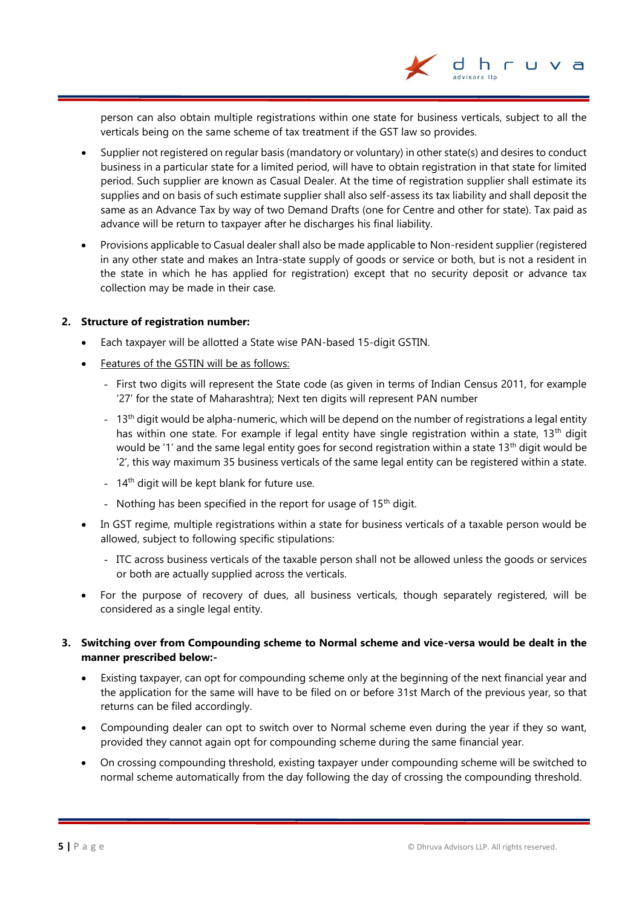person can also obtain multiple registrations within one state for business verticals, subject to all the verticals being on the same scheme of tax treatment if the GST law so provides.

- Supplier not registered on regular basis (mandatory or voluntary) in other state(s) and desires to conduct business in a particular state for a limited period, will have to obtain registration in that state for limited period. Such supplier are known as Casual Dealer. At the time of registration supplier shall estimate its supplies and on basis of such estimate supplier shall also self-assess its tax liability and shall deposit the same as an Advance Tax by way of two Demand Drafts (one for Centre and other for state). Tax paid as advance will be return to taxpayer after he discharges his final liability.
- Provisions applicable to Casual dealer shall also be made applicable to Non-resident supplier (registered in any other state and makes an Intra-state supply of goods or service or both, but is not a resident in the state in which he has applied for registration) except that no security deposit or advance tax collection may be made in their case.

2. **Structure of registration number:**

- Each taxpayer will be allotted a State wise PAN-based 15-digit GSTIN.
- <u>Features of the GSTIN will be as follows:</u>
  - First two digits will represent the State code (as given in terms of Indian Census 2011, for example '27' for the state of Maharashtra); Next ten digits will represent PAN number
  - 13th digit would be alpha-numeric, which will be depend on the number of registrations a legal entity has within one state. For example if legal entity have single registration within a state, 13th digit would be '1' and the same legal entity goes for second registration within a state 13th digit would be '2', this way maximum 35 business verticals of the same legal entity can be registered within a state.
  - 14th digit will be kept blank for future use.
  - Nothing has been specified in the report for usage of 15th digit.
- In GST regime, multiple registrations within a state for business verticals of a taxable person would be allowed, subject to following specific stipulations:
  - ITC across business verticals of the taxable person shall not be allowed unless the goods or services or both are actually supplied across the verticals.
- For the purpose of recovery of dues, all business verticals, though separately registered, will be considered as a single legal entity.

3. **Switching over from Compounding scheme to Normal scheme and vice-versa would be dealt in the manner prescribed below:-**

- Existing taxpayer, can opt for compounding scheme only at the beginning of the next financial year and the application for the same will have to be filed on or before 31st March of the previous year, so that returns can be filed accordingly.
- Compounding dealer can opt to switch over to Normal scheme even during the year if they so want, provided they cannot again opt for compounding scheme during the same financial year.
- On crossing compounding threshold, existing taxpayer under compounding scheme will be switched to normal scheme automatically from the day following the day of crossing the compounding threshold.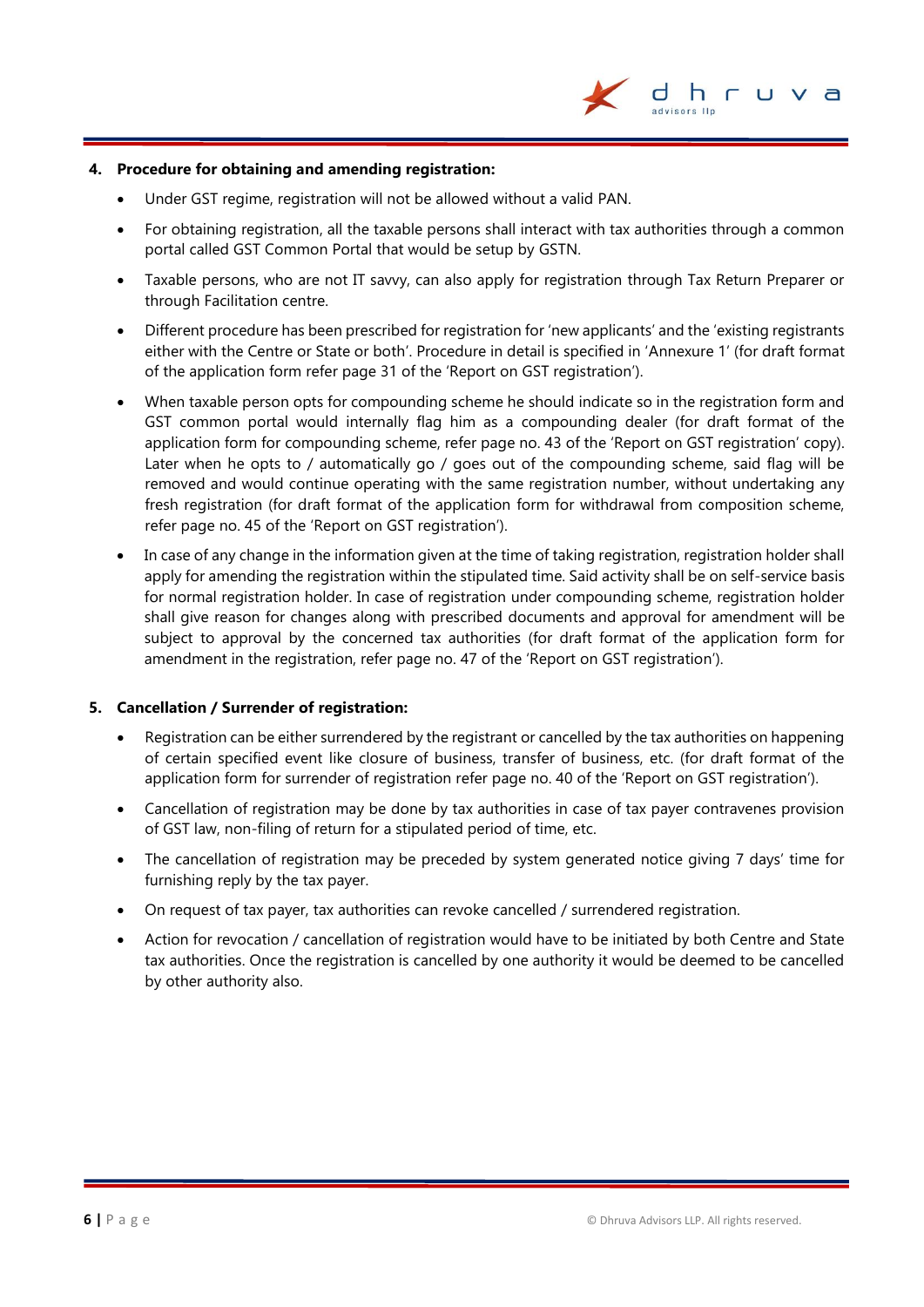## 4. Procedure for obtaining and amending registration:

- Under GST regime, registration will not be allowed without a valid PAN.
- For obtaining registration, all the taxable persons shall interact with tax authorities through a common portal called GST Common Portal that would be setup by GSTN.
- Taxable persons, who are not IT savvy, can also apply for registration through Tax Return Preparer or through Facilitation centre.
- Different procedure has been prescribed for registration for 'new applicants' and the 'existing registrants either with the Centre or State or both'. Procedure in detail is specified in 'Annexure 1' (for draft format of the application form refer page 31 of the 'Report on GST registration').
- When taxable person opts for compounding scheme he should indicate so in the registration form and GST common portal would internally flag him as a compounding dealer (for draft format of the application form for compounding scheme, refer page no. 43 of the 'Report on GST registration' copy). Later when he opts to / automatically go / goes out of the compounding scheme, said flag will be removed and would continue operating with the same registration number, without undertaking any fresh registration (for draft format of the application form for withdrawal from composition scheme, refer page no. 45 of the 'Report on GST registration').
- In case of any change in the information given at the time of taking registration, registration holder shall apply for amending the registration within the stipulated time. Said activity shall be on self-service basis for normal registration holder. In case of registration under compounding scheme, registration holder shall give reason for changes along with prescribed documents and approval for amendment will be subject to approval by the concerned tax authorities (for draft format of the application form for amendment in the registration, refer page no. 47 of the 'Report on GST registration').

## 5. Cancellation / Surrender of registration:

- Registration can be either surrendered by the registrant or cancelled by the tax authorities on happening of certain specified event like closure of business, transfer of business, etc. (for draft format of the application form for surrender of registration refer page no. 40 of the 'Report on GST registration').
- Cancellation of registration may be done by tax authorities in case of tax payer contravenes provision of GST law, non-filing of return for a stipulated period of time, etc.
- The cancellation of registration may be preceded by system generated notice giving 7 days' time for furnishing reply by the tax payer.
- On request of tax payer, tax authorities can revoke cancelled / surrendered registration.
- Action for revocation / cancellation of registration would have to be initiated by both Centre and State tax authorities. Once the registration is cancelled by one authority it would be deemed to be cancelled by other authority also.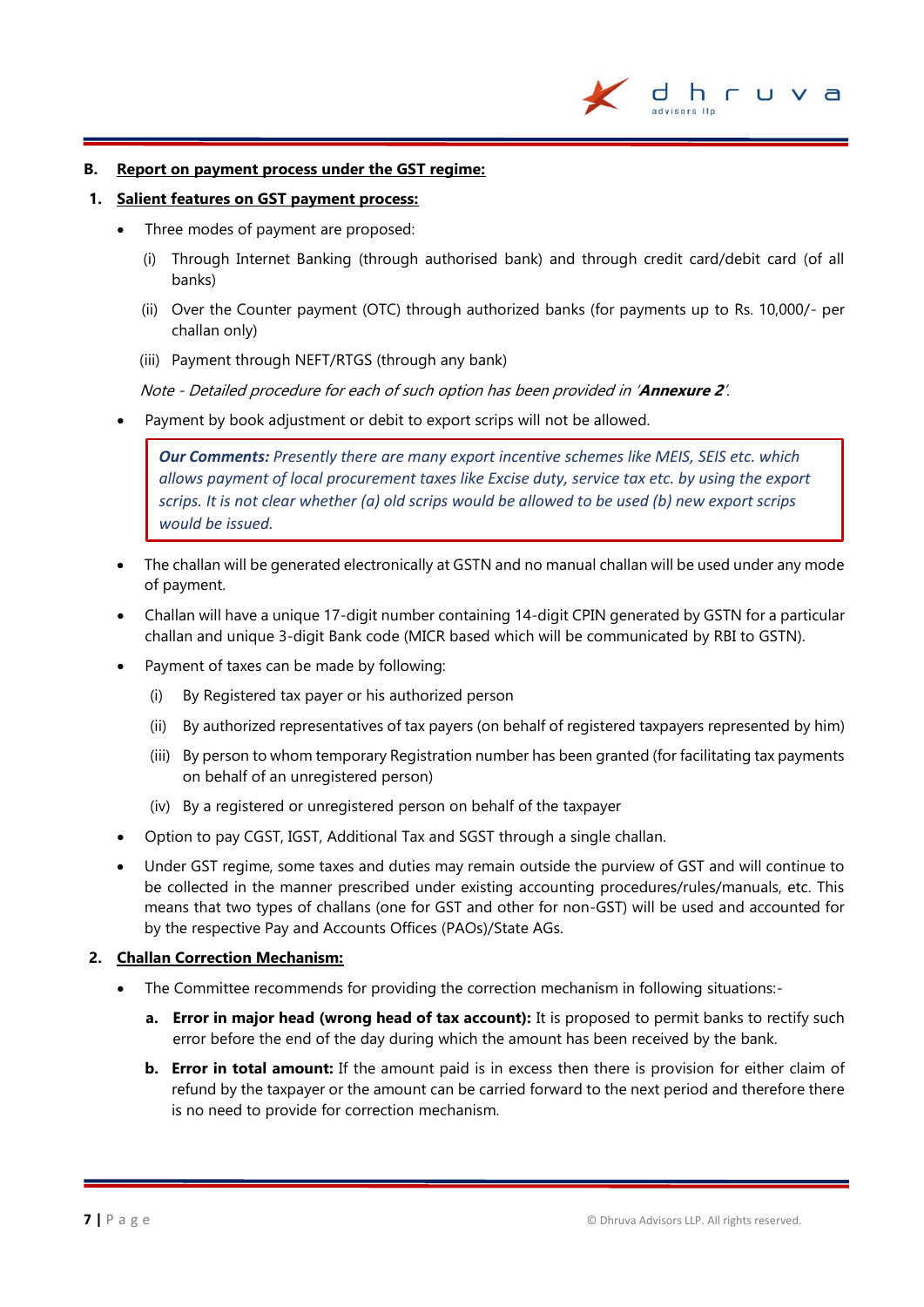## B. Report on payment process under the GST regime:

### 1. Salient features on GST payment process:

- Three modes of payment are proposed:

  (i) Through Internet Banking (through authorised bank) and through credit card/debit card (of all banks)

  (ii) Over the Counter payment (OTC) through authorized banks (for payments up to Rs. 10,000/- per challan only)

  (iii) Payment through NEFT/RTGS (through any bank)

  *Note - Detailed procedure for each of such option has been provided in '**Annexure 2**'.*

- Payment by book adjustment or debit to export scrips will not be allowed.

> ***Our Comments:*** *Presently there are many export incentive schemes like MEIS, SEIS etc. which allows payment of local procurement taxes like Excise duty, service tax etc. by using the export scrips. It is not clear whether (a) old scrips would be allowed to be used (b) new export scrips would be issued.*

- The challan will be generated electronically at GSTN and no manual challan will be used under any mode of payment.
- Challan will have a unique 17-digit number containing 14-digit CPIN generated by GSTN for a particular challan and unique 3-digit Bank code (MICR based which will be communicated by RBI to GSTN).
- Payment of taxes can be made by following:

  (i) By Registered tax payer or his authorized person

  (ii) By authorized representatives of tax payers (on behalf of registered taxpayers represented by him)

  (iii) By person to whom temporary Registration number has been granted (for facilitating tax payments on behalf of an unregistered person)

  (iv) By a registered or unregistered person on behalf of the taxpayer

- Option to pay CGST, IGST, Additional Tax and SGST through a single challan.
- Under GST regime, some taxes and duties may remain outside the purview of GST and will continue to be collected in the manner prescribed under existing accounting procedures/rules/manuals, etc. This means that two types of challans (one for GST and other for non-GST) will be used and accounted for by the respective Pay and Accounts Offices (PAOs)/State AGs.

### 2. Challan Correction Mechanism:

- The Committee recommends for providing the correction mechanism in following situations:-

  **a. Error in major head (wrong head of tax account):** It is proposed to permit banks to rectify such error before the end of the day during which the amount has been received by the bank.

  **b. Error in total amount:** If the amount paid is in excess then there is provision for either claim of refund by the taxpayer or the amount can be carried forward to the next period and therefore there is no need to provide for correction mechanism.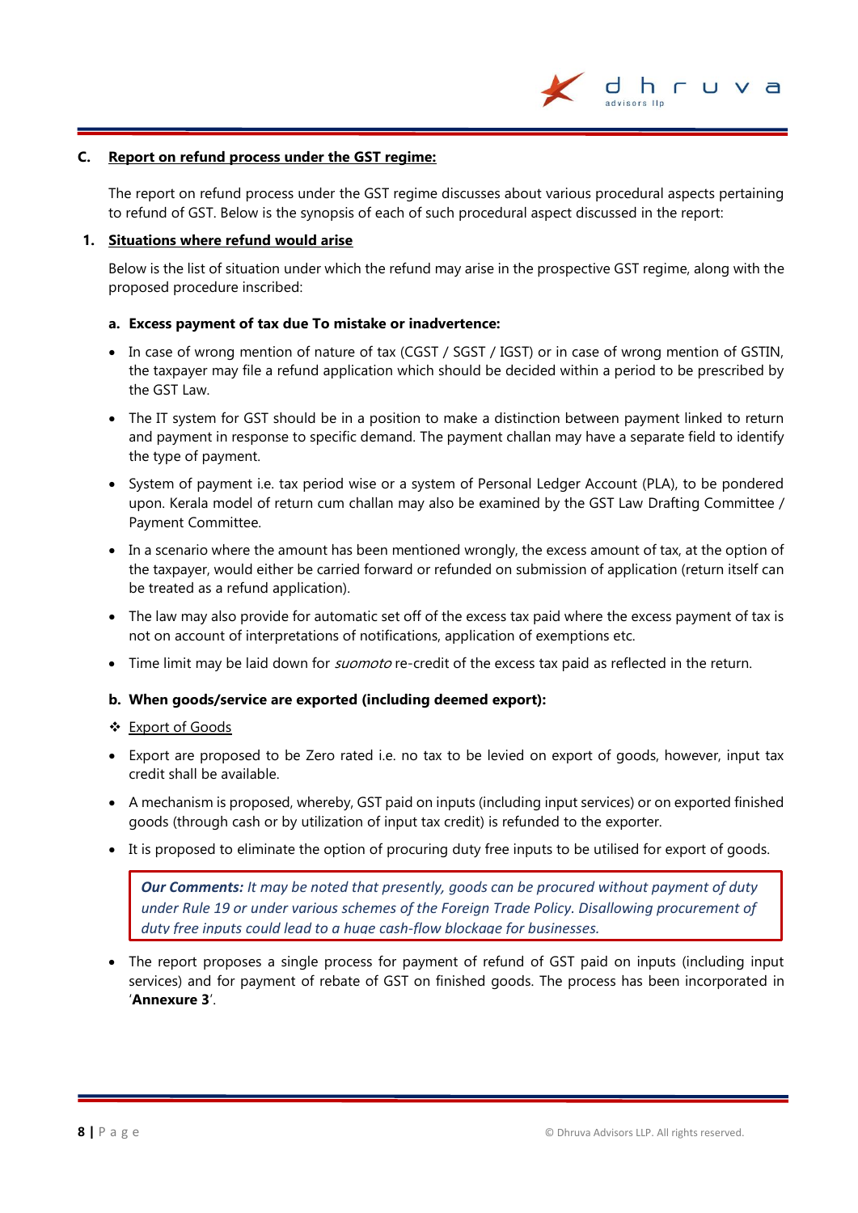## C. Report on refund process under the GST regime:

The report on refund process under the GST regime discusses about various procedural aspects pertaining to refund of GST. Below is the synopsis of each of such procedural aspect discussed in the report:

### 1. Situations where refund would arise

Below is the list of situation under which the refund may arise in the prospective GST regime, along with the proposed procedure inscribed:

**a. Excess payment of tax due To mistake or inadvertence:**

- In case of wrong mention of nature of tax (CGST / SGST / IGST) or in case of wrong mention of GSTIN, the taxpayer may file a refund application which should be decided within a period to be prescribed by the GST Law.
- The IT system for GST should be in a position to make a distinction between payment linked to return and payment in response to specific demand. The payment challan may have a separate field to identify the type of payment.
- System of payment i.e. tax period wise or a system of Personal Ledger Account (PLA), to be pondered upon. Kerala model of return cum challan may also be examined by the GST Law Drafting Committee / Payment Committee.
- In a scenario where the amount has been mentioned wrongly, the excess amount of tax, at the option of the taxpayer, would either be carried forward or refunded on submission of application (return itself can be treated as a refund application).
- The law may also provide for automatic set off of the excess tax paid where the excess payment of tax is not on account of interpretations of notifications, application of exemptions etc.
- Time limit may be laid down for *suomoto* re-credit of the excess tax paid as reflected in the return.

**b. When goods/service are exported (including deemed export):**

❖ Export of Goods

- Export are proposed to be Zero rated i.e. no tax to be levied on export of goods, however, input tax credit shall be available.
- A mechanism is proposed, whereby, GST paid on inputs (including input services) or on exported finished goods (through cash or by utilization of input tax credit) is refunded to the exporter.
- It is proposed to eliminate the option of procuring duty free inputs to be utilised for export of goods.

> ***Our Comments:*** *It may be noted that presently, goods can be procured without payment of duty under Rule 19 or under various schemes of the Foreign Trade Policy. Disallowing procurement of duty free inputs could lead to a huge cash-flow blockage for businesses.*

- The report proposes a single process for payment of refund of GST paid on inputs (including input services) and for payment of rebate of GST on finished goods. The process has been incorporated in '**Annexure 3**'.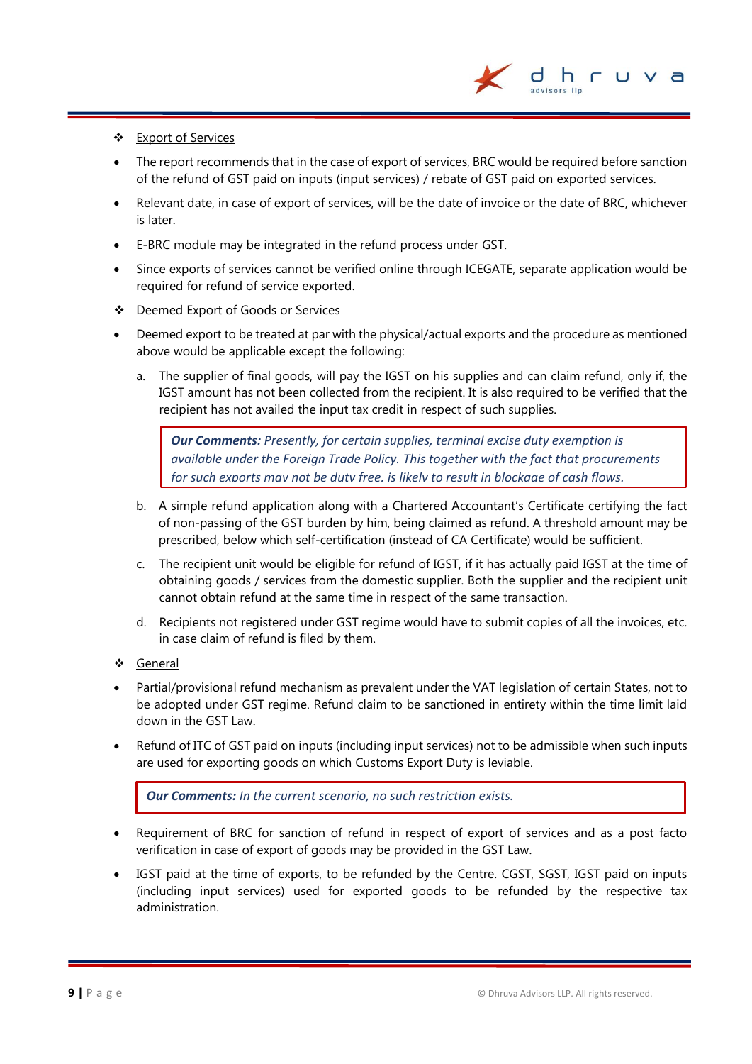❖ <u>Export of Services</u>

- The report recommends that in the case of export of services, BRC would be required before sanction of the refund of GST paid on inputs (input services) / rebate of GST paid on exported services.
- Relevant date, in case of export of services, will be the date of invoice or the date of BRC, whichever is later.
- E-BRC module may be integrated in the refund process under GST.
- Since exports of services cannot be verified online through ICEGATE, separate application would be required for refund of service exported.

❖ <u>Deemed Export of Goods or Services</u>

- Deemed export to be treated at par with the physical/actual exports and the procedure as mentioned above would be applicable except the following:

  a. The supplier of final goods, will pay the IGST on his supplies and can claim refund, only if, the IGST amount has not been collected from the recipient. It is also required to be verified that the recipient has not availed the input tax credit in respect of such supplies.

  > ***Our Comments:*** *Presently, for certain supplies, terminal excise duty exemption is available under the Foreign Trade Policy. This together with the fact that procurements for such exports may not be duty free, is likely to result in blockage of cash flows.*

  b. A simple refund application along with a Chartered Accountant's Certificate certifying the fact of non-passing of the GST burden by him, being claimed as refund. A threshold amount may be prescribed, below which self-certification (instead of CA Certificate) would be sufficient.

  c. The recipient unit would be eligible for refund of IGST, if it has actually paid IGST at the time of obtaining goods / services from the domestic supplier. Both the supplier and the recipient unit cannot obtain refund at the same time in respect of the same transaction.

  d. Recipients not registered under GST regime would have to submit copies of all the invoices, etc. in case claim of refund is filed by them.

❖ <u>General</u>

- Partial/provisional refund mechanism as prevalent under the VAT legislation of certain States, not to be adopted under GST regime. Refund claim to be sanctioned in entirety within the time limit laid down in the GST Law.
- Refund of ITC of GST paid on inputs (including input services) not to be admissible when such inputs are used for exporting goods on which Customs Export Duty is leviable.

> ***Our Comments:*** *In the current scenario, no such restriction exists.*

- Requirement of BRC for sanction of refund in respect of export of services and as a post facto verification in case of export of goods may be provided in the GST Law.
- IGST paid at the time of exports, to be refunded by the Centre. CGST, SGST, IGST paid on inputs (including input services) used for exported goods to be refunded by the respective tax administration.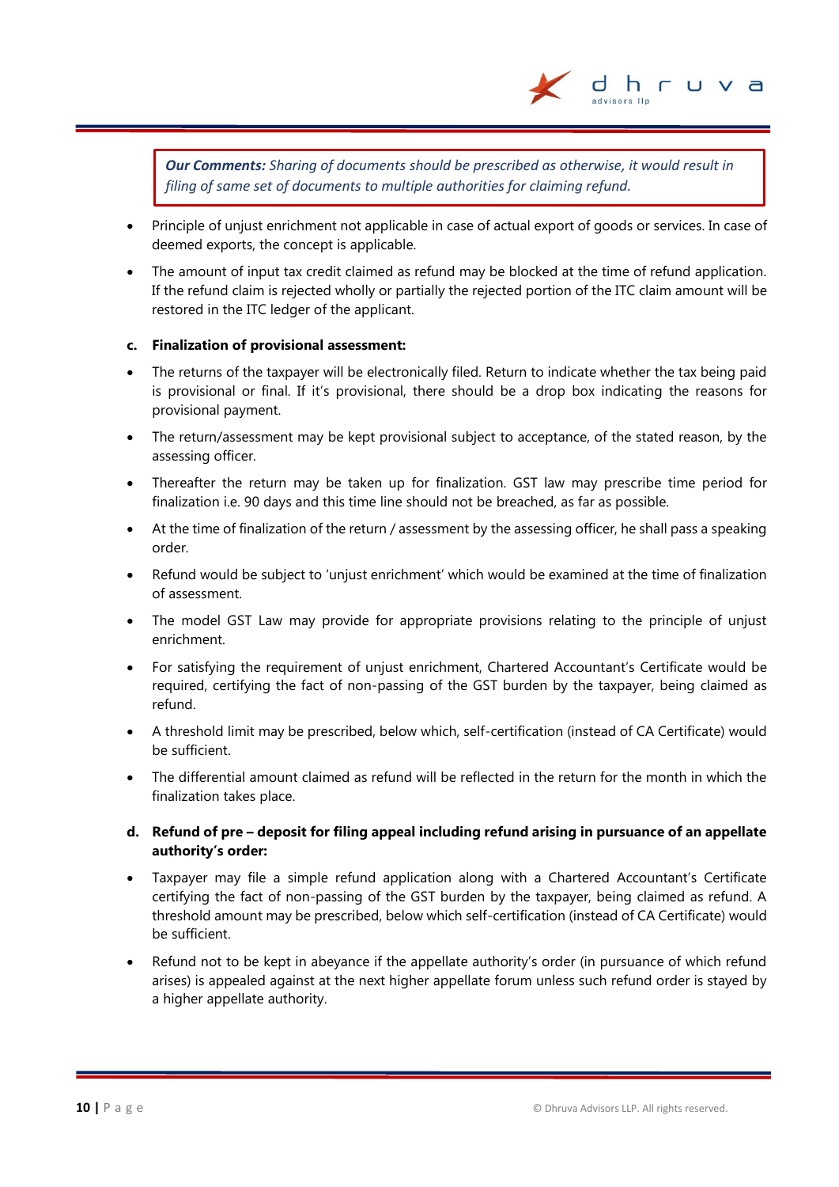> ***Our Comments:*** *Sharing of documents should be prescribed as otherwise, it would result in filing of same set of documents to multiple authorities for claiming refund.*

- Principle of unjust enrichment not applicable in case of actual export of goods or services. In case of deemed exports, the concept is applicable.
- The amount of input tax credit claimed as refund may be blocked at the time of refund application. If the refund claim is rejected wholly or partially the rejected portion of the ITC claim amount will be restored in the ITC ledger of the applicant.

**c. Finalization of provisional assessment:**

- The returns of the taxpayer will be electronically filed. Return to indicate whether the tax being paid is provisional or final. If it's provisional, there should be a drop box indicating the reasons for provisional payment.
- The return/assessment may be kept provisional subject to acceptance, of the stated reason, by the assessing officer.
- Thereafter the return may be taken up for finalization. GST law may prescribe time period for finalization i.e. 90 days and this time line should not be breached, as far as possible.
- At the time of finalization of the return / assessment by the assessing officer, he shall pass a speaking order.
- Refund would be subject to 'unjust enrichment' which would be examined at the time of finalization of assessment.
- The model GST Law may provide for appropriate provisions relating to the principle of unjust enrichment.
- For satisfying the requirement of unjust enrichment, Chartered Accountant's Certificate would be required, certifying the fact of non-passing of the GST burden by the taxpayer, being claimed as refund.
- A threshold limit may be prescribed, below which, self-certification (instead of CA Certificate) would be sufficient.
- The differential amount claimed as refund will be reflected in the return for the month in which the finalization takes place.

**d. Refund of pre – deposit for filing appeal including refund arising in pursuance of an appellate authority's order:**

- Taxpayer may file a simple refund application along with a Chartered Accountant's Certificate certifying the fact of non-passing of the GST burden by the taxpayer, being claimed as refund. A threshold amount may be prescribed, below which self-certification (instead of CA Certificate) would be sufficient.
- Refund not to be kept in abeyance if the appellate authority's order (in pursuance of which refund arises) is appealed against at the next higher appellate forum unless such refund order is stayed by a higher appellate authority.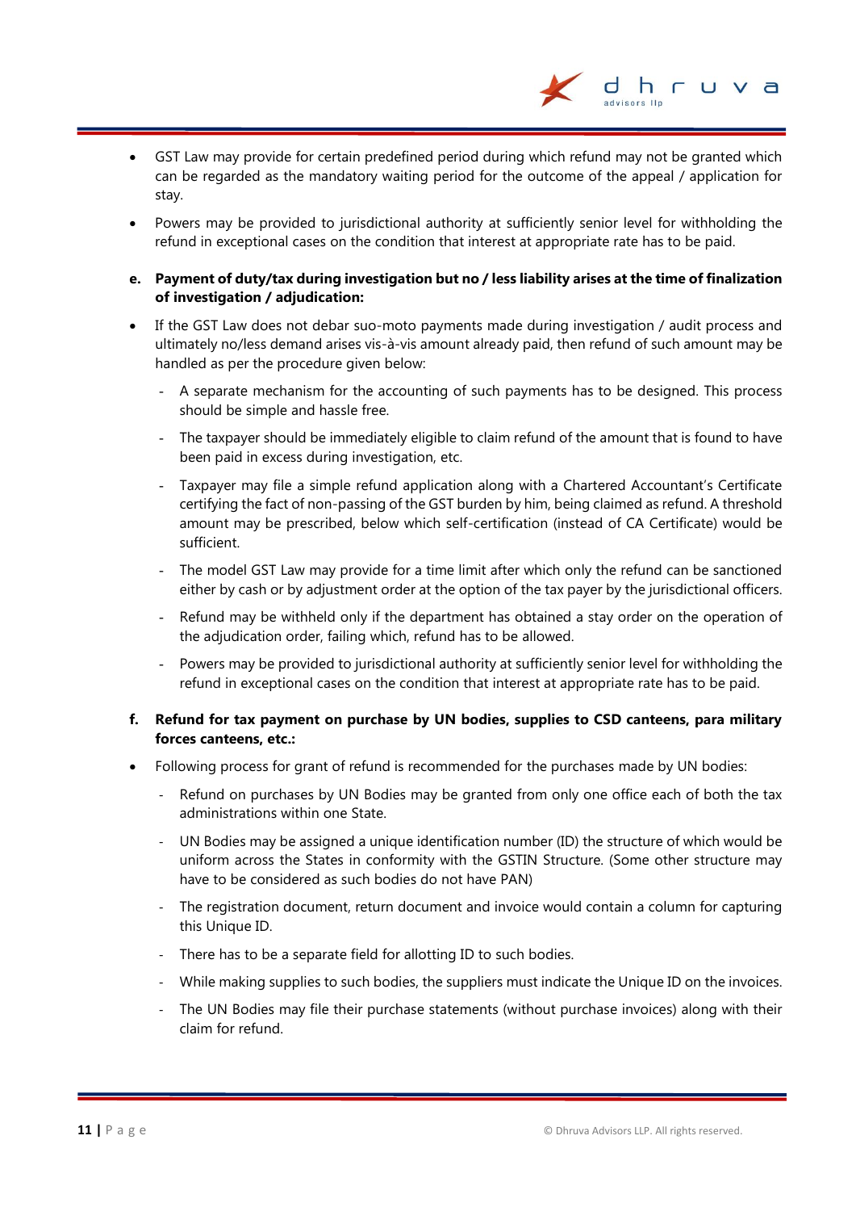- GST Law may provide for certain predefined period during which refund may not be granted which can be regarded as the mandatory waiting period for the outcome of the appeal / application for stay.
- Powers may be provided to jurisdictional authority at sufficiently senior level for withholding the refund in exceptional cases on the condition that interest at appropriate rate has to be paid.

**e. Payment of duty/tax during investigation but no / less liability arises at the time of finalization of investigation / adjudication:**

- If the GST Law does not debar suo-moto payments made during investigation / audit process and ultimately no/less demand arises vis-à-vis amount already paid, then refund of such amount may be handled as per the procedure given below:
  - A separate mechanism for the accounting of such payments has to be designed. This process should be simple and hassle free.
  - The taxpayer should be immediately eligible to claim refund of the amount that is found to have been paid in excess during investigation, etc.
  - Taxpayer may file a simple refund application along with a Chartered Accountant's Certificate certifying the fact of non-passing of the GST burden by him, being claimed as refund. A threshold amount may be prescribed, below which self-certification (instead of CA Certificate) would be sufficient.
  - The model GST Law may provide for a time limit after which only the refund can be sanctioned either by cash or by adjustment order at the option of the tax payer by the jurisdictional officers.
  - Refund may be withheld only if the department has obtained a stay order on the operation of the adjudication order, failing which, refund has to be allowed.
  - Powers may be provided to jurisdictional authority at sufficiently senior level for withholding the refund in exceptional cases on the condition that interest at appropriate rate has to be paid.

**f. Refund for tax payment on purchase by UN bodies, supplies to CSD canteens, para military forces canteens, etc.:**

- Following process for grant of refund is recommended for the purchases made by UN bodies:
  - Refund on purchases by UN Bodies may be granted from only one office each of both the tax administrations within one State.
  - UN Bodies may be assigned a unique identification number (ID) the structure of which would be uniform across the States in conformity with the GSTIN Structure. (Some other structure may have to be considered as such bodies do not have PAN)
  - The registration document, return document and invoice would contain a column for capturing this Unique ID.
  - There has to be a separate field for allotting ID to such bodies.
  - While making supplies to such bodies, the suppliers must indicate the Unique ID on the invoices.
  - The UN Bodies may file their purchase statements (without purchase invoices) along with their claim for refund.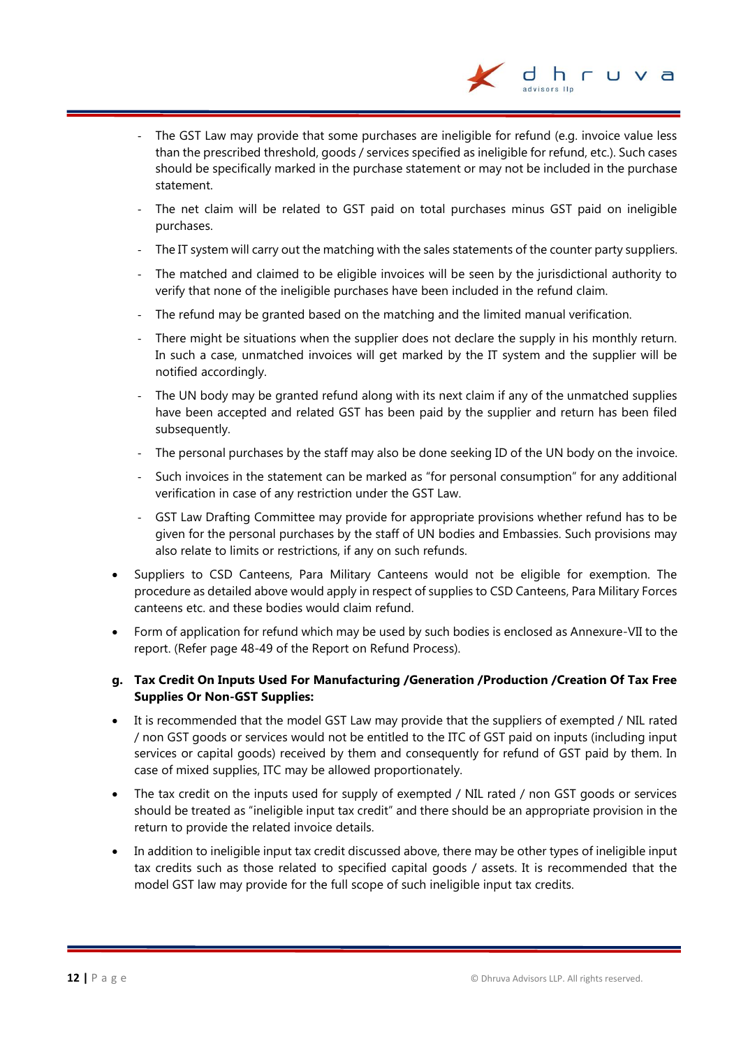- The GST Law may provide that some purchases are ineligible for refund (e.g. invoice value less than the prescribed threshold, goods / services specified as ineligible for refund, etc.). Such cases should be specifically marked in the purchase statement or may not be included in the purchase statement.
- The net claim will be related to GST paid on total purchases minus GST paid on ineligible purchases.
- The IT system will carry out the matching with the sales statements of the counter party suppliers.
- The matched and claimed to be eligible invoices will be seen by the jurisdictional authority to verify that none of the ineligible purchases have been included in the refund claim.
- The refund may be granted based on the matching and the limited manual verification.
- There might be situations when the supplier does not declare the supply in his monthly return. In such a case, unmatched invoices will get marked by the IT system and the supplier will be notified accordingly.
- The UN body may be granted refund along with its next claim if any of the unmatched supplies have been accepted and related GST has been paid by the supplier and return has been filed subsequently.
- The personal purchases by the staff may also be done seeking ID of the UN body on the invoice.
- Such invoices in the statement can be marked as "for personal consumption" for any additional verification in case of any restriction under the GST Law.
- GST Law Drafting Committee may provide for appropriate provisions whether refund has to be given for the personal purchases by the staff of UN bodies and Embassies. Such provisions may also relate to limits or restrictions, if any on such refunds.

- Suppliers to CSD Canteens, Para Military Canteens would not be eligible for exemption. The procedure as detailed above would apply in respect of supplies to CSD Canteens, Para Military Forces canteens etc. and these bodies would claim refund.
- Form of application for refund which may be used by such bodies is enclosed as Annexure-VII to the report. (Refer page 48-49 of the Report on Refund Process).

**g. Tax Credit On Inputs Used For Manufacturing /Generation /Production /Creation Of Tax Free Supplies Or Non-GST Supplies:**

- It is recommended that the model GST Law may provide that the suppliers of exempted / NIL rated / non GST goods or services would not be entitled to the ITC of GST paid on inputs (including input services or capital goods) received by them and consequently for refund of GST paid by them. In case of mixed supplies, ITC may be allowed proportionately.
- The tax credit on the inputs used for supply of exempted / NIL rated / non GST goods or services should be treated as "ineligible input tax credit" and there should be an appropriate provision in the return to provide the related invoice details.
- In addition to ineligible input tax credit discussed above, there may be other types of ineligible input tax credits such as those related to specified capital goods / assets. It is recommended that the model GST law may provide for the full scope of such ineligible input tax credits.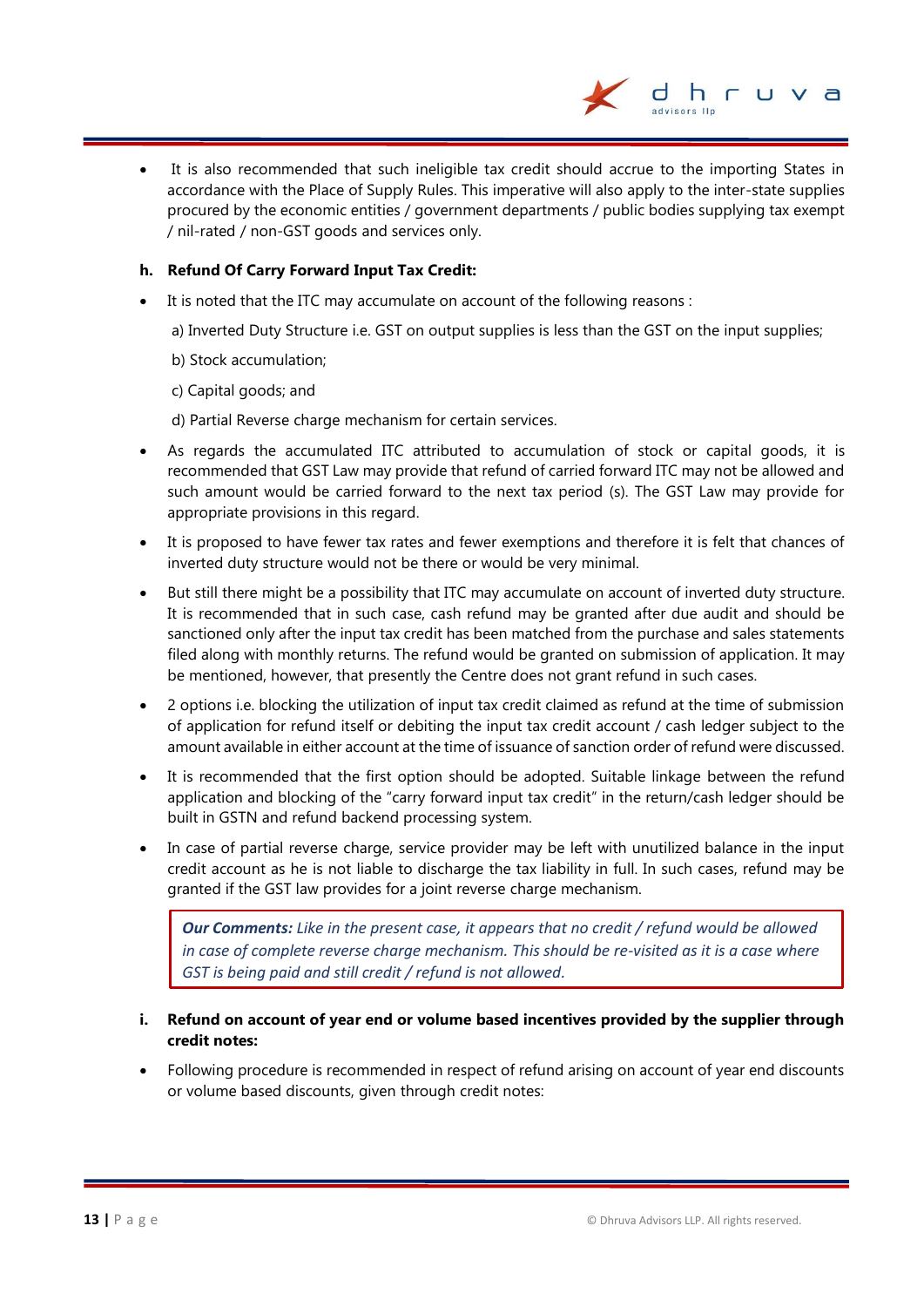- It is also recommended that such ineligible tax credit should accrue to the importing States in accordance with the Place of Supply Rules. This imperative will also apply to the inter-state supplies procured by the economic entities / government departments / public bodies supplying tax exempt / nil-rated / non-GST goods and services only.

**h. Refund Of Carry Forward Input Tax Credit:**

- It is noted that the ITC may accumulate on account of the following reasons :

  a) Inverted Duty Structure i.e. GST on output supplies is less than the GST on the input supplies;

  b) Stock accumulation;

  c) Capital goods; and

  d) Partial Reverse charge mechanism for certain services.

- As regards the accumulated ITC attributed to accumulation of stock or capital goods, it is recommended that GST Law may provide that refund of carried forward ITC may not be allowed and such amount would be carried forward to the next tax period (s). The GST Law may provide for appropriate provisions in this regard.
- It is proposed to have fewer tax rates and fewer exemptions and therefore it is felt that chances of inverted duty structure would not be there or would be very minimal.
- But still there might be a possibility that ITC may accumulate on account of inverted duty structure. It is recommended that in such case, cash refund may be granted after due audit and should be sanctioned only after the input tax credit has been matched from the purchase and sales statements filed along with monthly returns. The refund would be granted on submission of application. It may be mentioned, however, that presently the Centre does not grant refund in such cases.
- 2 options i.e. blocking the utilization of input tax credit claimed as refund at the time of submission of application for refund itself or debiting the input tax credit account / cash ledger subject to the amount available in either account at the time of issuance of sanction order of refund were discussed.
- It is recommended that the first option should be adopted. Suitable linkage between the refund application and blocking of the "carry forward input tax credit" in the return/cash ledger should be built in GSTN and refund backend processing system.
- In case of partial reverse charge, service provider may be left with unutilized balance in the input credit account as he is not liable to discharge the tax liability in full. In such cases, refund may be granted if the GST law provides for a joint reverse charge mechanism.

> ***Our Comments:*** *Like in the present case, it appears that no credit / refund would be allowed in case of complete reverse charge mechanism. This should be re-visited as it is a case where GST is being paid and still credit / refund is not allowed.*

**i. Refund on account of year end or volume based incentives provided by the supplier through credit notes:**

- Following procedure is recommended in respect of refund arising on account of year end discounts or volume based discounts, given through credit notes: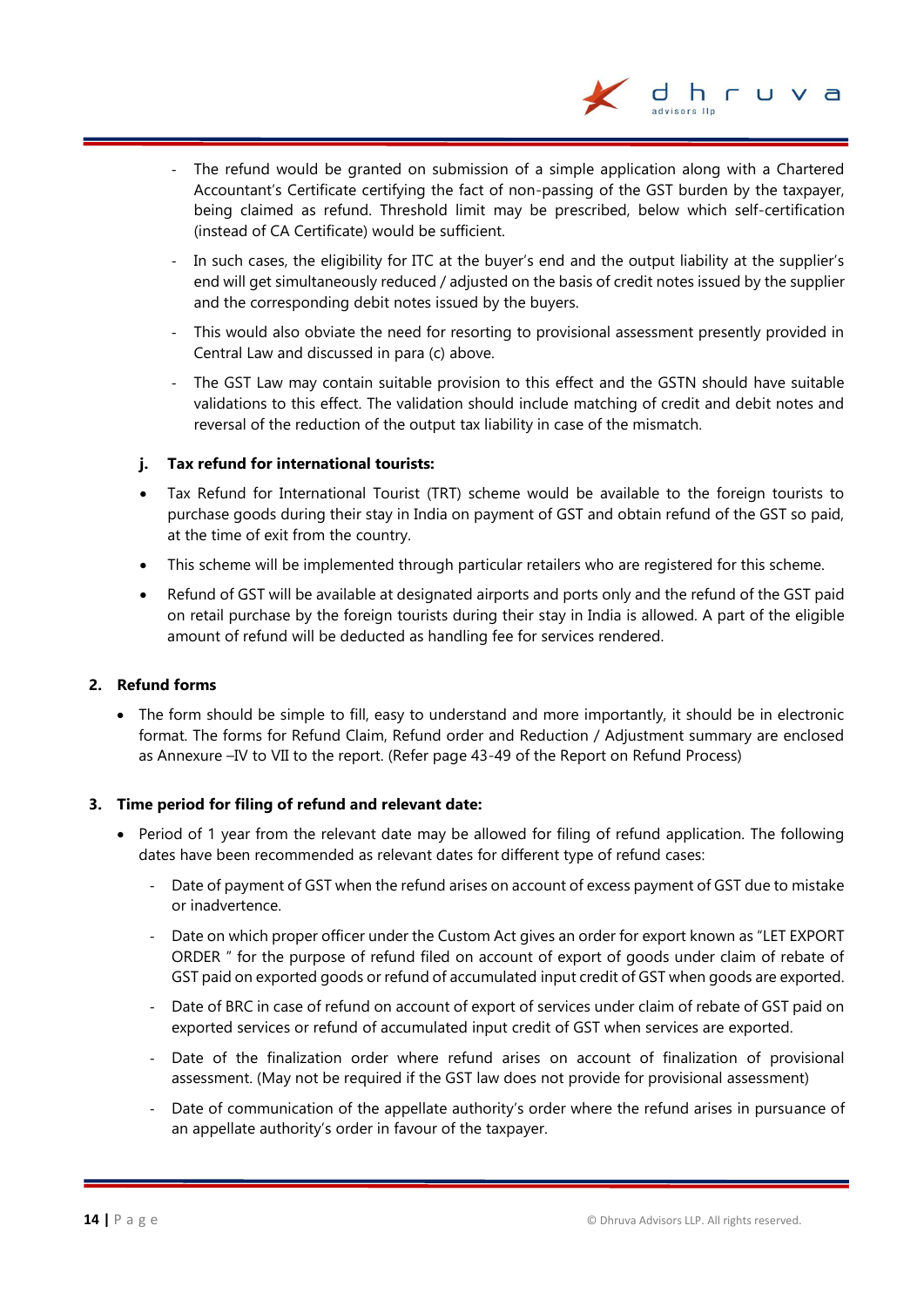- The refund would be granted on submission of a simple application along with a Chartered Accountant's Certificate certifying the fact of non-passing of the GST burden by the taxpayer, being claimed as refund. Threshold limit may be prescribed, below which self-certification (instead of CA Certificate) would be sufficient.
- In such cases, the eligibility for ITC at the buyer's end and the output liability at the supplier's end will get simultaneously reduced / adjusted on the basis of credit notes issued by the supplier and the corresponding debit notes issued by the buyers.
- This would also obviate the need for resorting to provisional assessment presently provided in Central Law and discussed in para (c) above.
- The GST Law may contain suitable provision to this effect and the GSTN should have suitable validations to this effect. The validation should include matching of credit and debit notes and reversal of the reduction of the output tax liability in case of the mismatch.

**j. Tax refund for international tourists:**

- Tax Refund for International Tourist (TRT) scheme would be available to the foreign tourists to purchase goods during their stay in India on payment of GST and obtain refund of the GST so paid, at the time of exit from the country.
- This scheme will be implemented through particular retailers who are registered for this scheme.
- Refund of GST will be available at designated airports and ports only and the refund of the GST paid on retail purchase by the foreign tourists during their stay in India is allowed. A part of the eligible amount of refund will be deducted as handling fee for services rendered.

**2. Refund forms**

- The form should be simple to fill, easy to understand and more importantly, it should be in electronic format. The forms for Refund Claim, Refund order and Reduction / Adjustment summary are enclosed as Annexure –IV to VII to the report. (Refer page 43-49 of the Report on Refund Process)

**3. Time period for filing of refund and relevant date:**

- Period of 1 year from the relevant date may be allowed for filing of refund application. The following dates have been recommended as relevant dates for different type of refund cases:
  - Date of payment of GST when the refund arises on account of excess payment of GST due to mistake or inadvertence.
  - Date on which proper officer under the Custom Act gives an order for export known as "LET EXPORT ORDER " for the purpose of refund filed on account of export of goods under claim of rebate of GST paid on exported goods or refund of accumulated input credit of GST when goods are exported.
  - Date of BRC in case of refund on account of export of services under claim of rebate of GST paid on exported services or refund of accumulated input credit of GST when services are exported.
  - Date of the finalization order where refund arises on account of finalization of provisional assessment. (May not be required if the GST law does not provide for provisional assessment)
  - Date of communication of the appellate authority's order where the refund arises in pursuance of an appellate authority's order in favour of the taxpayer.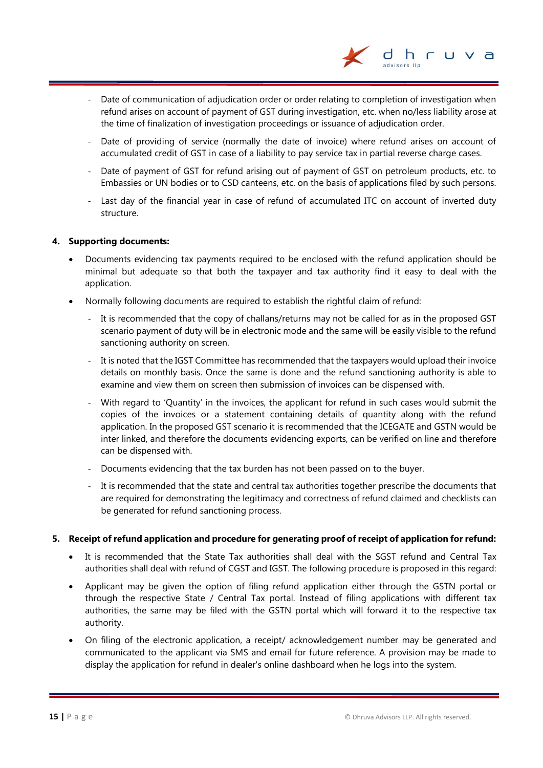- Date of communication of adjudication order or order relating to completion of investigation when refund arises on account of payment of GST during investigation, etc. when no/less liability arose at the time of finalization of investigation proceedings or issuance of adjudication order.
- Date of providing of service (normally the date of invoice) where refund arises on account of accumulated credit of GST in case of a liability to pay service tax in partial reverse charge cases.
- Date of payment of GST for refund arising out of payment of GST on petroleum products, etc. to Embassies or UN bodies or to CSD canteens, etc. on the basis of applications filed by such persons.
- Last day of the financial year in case of refund of accumulated ITC on account of inverted duty structure.

**4. Supporting documents:**

- Documents evidencing tax payments required to be enclosed with the refund application should be minimal but adequate so that both the taxpayer and tax authority find it easy to deal with the application.
- Normally following documents are required to establish the rightful claim of refund:
  - It is recommended that the copy of challans/returns may not be called for as in the proposed GST scenario payment of duty will be in electronic mode and the same will be easily visible to the refund sanctioning authority on screen.
  - It is noted that the IGST Committee has recommended that the taxpayers would upload their invoice details on monthly basis. Once the same is done and the refund sanctioning authority is able to examine and view them on screen then submission of invoices can be dispensed with.
  - With regard to 'Quantity' in the invoices, the applicant for refund in such cases would submit the copies of the invoices or a statement containing details of quantity along with the refund application. In the proposed GST scenario it is recommended that the ICEGATE and GSTN would be inter linked, and therefore the documents evidencing exports, can be verified on line and therefore can be dispensed with.
  - Documents evidencing that the tax burden has not been passed on to the buyer.
  - It is recommended that the state and central tax authorities together prescribe the documents that are required for demonstrating the legitimacy and correctness of refund claimed and checklists can be generated for refund sanctioning process.

**5. Receipt of refund application and procedure for generating proof of receipt of application for refund:**

- It is recommended that the State Tax authorities shall deal with the SGST refund and Central Tax authorities shall deal with refund of CGST and IGST. The following procedure is proposed in this regard:
- Applicant may be given the option of filing refund application either through the GSTN portal or through the respective State / Central Tax portal. Instead of filing applications with different tax authorities, the same may be filed with the GSTN portal which will forward it to the respective tax authority.
- On filing of the electronic application, a receipt/ acknowledgement number may be generated and communicated to the applicant via SMS and email for future reference. A provision may be made to display the application for refund in dealer's online dashboard when he logs into the system.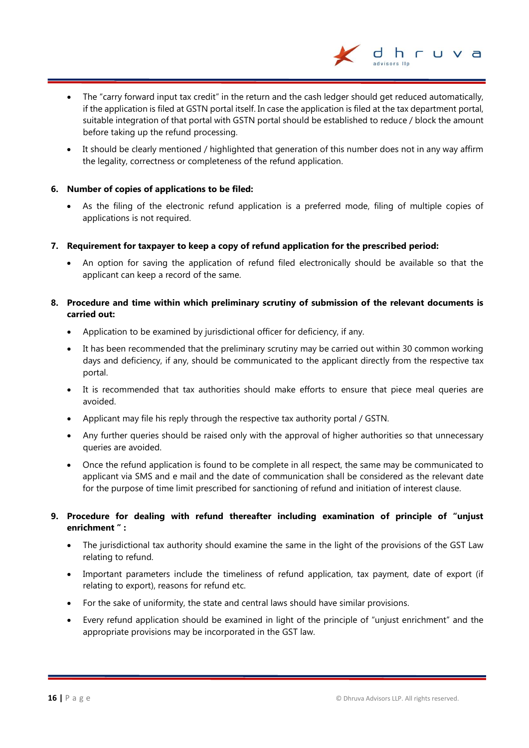- The "carry forward input tax credit" in the return and the cash ledger should get reduced automatically, if the application is filed at GSTN portal itself. In case the application is filed at the tax department portal, suitable integration of that portal with GSTN portal should be established to reduce / block the amount before taking up the refund processing.
- It should be clearly mentioned / highlighted that generation of this number does not in any way affirm the legality, correctness or completeness of the refund application.

6. **Number of copies of applications to be filed:**

   - As the filing of the electronic refund application is a preferred mode, filing of multiple copies of applications is not required.

7. **Requirement for taxpayer to keep a copy of refund application for the prescribed period:**

   - An option for saving the application of refund filed electronically should be available so that the applicant can keep a record of the same.

8. **Procedure and time within which preliminary scrutiny of submission of the relevant documents is carried out:**

   - Application to be examined by jurisdictional officer for deficiency, if any.
   - It has been recommended that the preliminary scrutiny may be carried out within 30 common working days and deficiency, if any, should be communicated to the applicant directly from the respective tax portal.
   - It is recommended that tax authorities should make efforts to ensure that piece meal queries are avoided.
   - Applicant may file his reply through the respective tax authority portal / GSTN.
   - Any further queries should be raised only with the approval of higher authorities so that unnecessary queries are avoided.
   - Once the refund application is found to be complete in all respect, the same may be communicated to applicant via SMS and e mail and the date of communication shall be considered as the relevant date for the purpose of time limit prescribed for sanctioning of refund and initiation of interest clause.

9. **Procedure for dealing with refund thereafter including examination of principle of "unjust enrichment " :**

   - The jurisdictional tax authority should examine the same in the light of the provisions of the GST Law relating to refund.
   - Important parameters include the timeliness of refund application, tax payment, date of export (if relating to export), reasons for refund etc.
   - For the sake of uniformity, the state and central laws should have similar provisions.
   - Every refund application should be examined in light of the principle of "unjust enrichment" and the appropriate provisions may be incorporated in the GST law.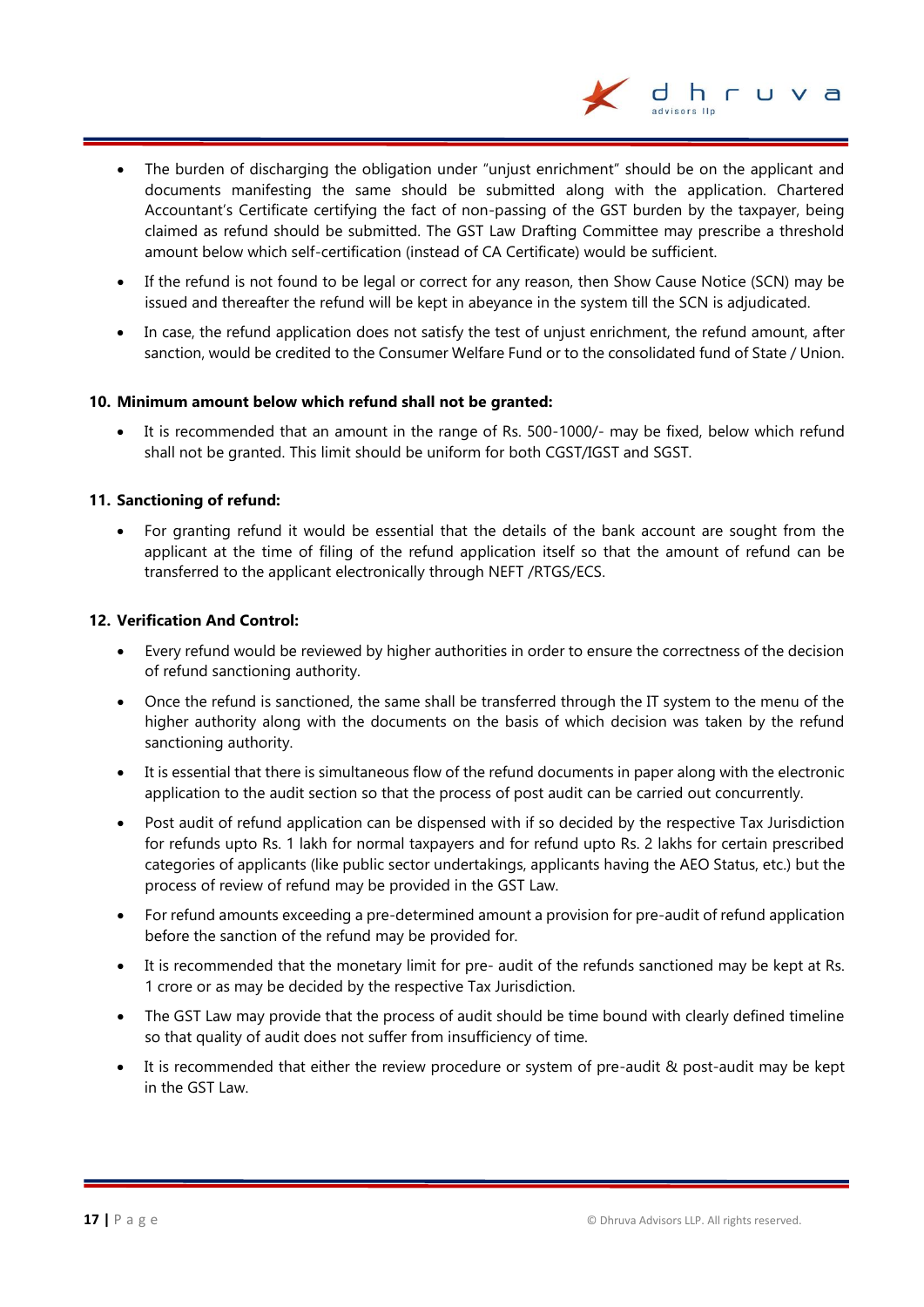- The burden of discharging the obligation under "unjust enrichment" should be on the applicant and documents manifesting the same should be submitted along with the application. Chartered Accountant's Certificate certifying the fact of non-passing of the GST burden by the taxpayer, being claimed as refund should be submitted. The GST Law Drafting Committee may prescribe a threshold amount below which self-certification (instead of CA Certificate) would be sufficient.
- If the refund is not found to be legal or correct for any reason, then Show Cause Notice (SCN) may be issued and thereafter the refund will be kept in abeyance in the system till the SCN is adjudicated.
- In case, the refund application does not satisfy the test of unjust enrichment, the refund amount, after sanction, would be credited to the Consumer Welfare Fund or to the consolidated fund of State / Union.

**10. Minimum amount below which refund shall not be granted:**

- It is recommended that an amount in the range of Rs. 500-1000/- may be fixed, below which refund shall not be granted. This limit should be uniform for both CGST/IGST and SGST.

**11. Sanctioning of refund:**

- For granting refund it would be essential that the details of the bank account are sought from the applicant at the time of filing of the refund application itself so that the amount of refund can be transferred to the applicant electronically through NEFT /RTGS/ECS.

**12. Verification And Control:**

- Every refund would be reviewed by higher authorities in order to ensure the correctness of the decision of refund sanctioning authority.
- Once the refund is sanctioned, the same shall be transferred through the IT system to the menu of the higher authority along with the documents on the basis of which decision was taken by the refund sanctioning authority.
- It is essential that there is simultaneous flow of the refund documents in paper along with the electronic application to the audit section so that the process of post audit can be carried out concurrently.
- Post audit of refund application can be dispensed with if so decided by the respective Tax Jurisdiction for refunds upto Rs. 1 lakh for normal taxpayers and for refund upto Rs. 2 lakhs for certain prescribed categories of applicants (like public sector undertakings, applicants having the AEO Status, etc.) but the process of review of refund may be provided in the GST Law.
- For refund amounts exceeding a pre-determined amount a provision for pre-audit of refund application before the sanction of the refund may be provided for.
- It is recommended that the monetary limit for pre- audit of the refunds sanctioned may be kept at Rs. 1 crore or as may be decided by the respective Tax Jurisdiction.
- The GST Law may provide that the process of audit should be time bound with clearly defined timeline so that quality of audit does not suffer from insufficiency of time.
- It is recommended that either the review procedure or system of pre-audit & post-audit may be kept in the GST Law.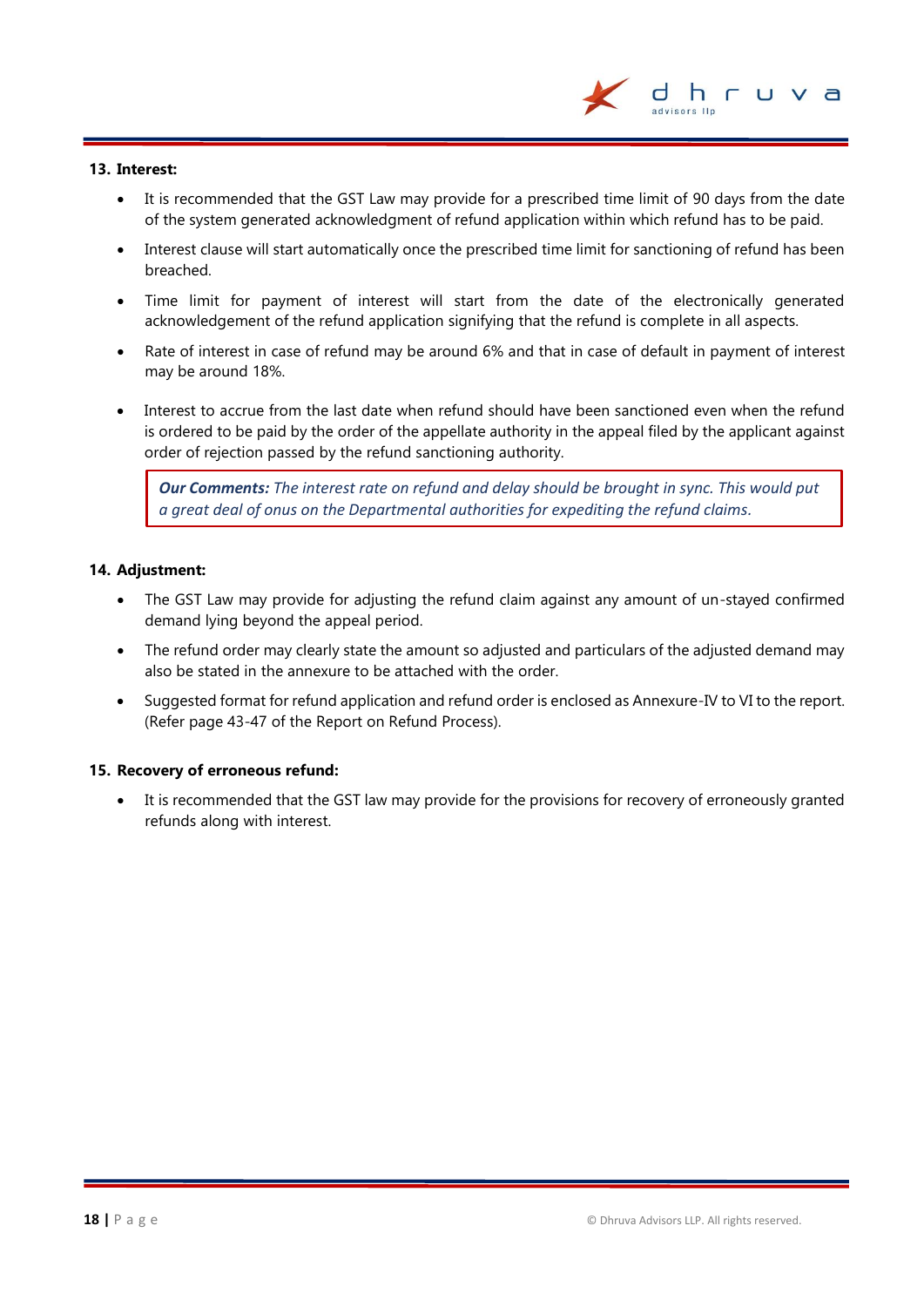**13. Interest:**

- It is recommended that the GST Law may provide for a prescribed time limit of 90 days from the date of the system generated acknowledgment of refund application within which refund has to be paid.
- Interest clause will start automatically once the prescribed time limit for sanctioning of refund has been breached.
- Time limit for payment of interest will start from the date of the electronically generated acknowledgement of the refund application signifying that the refund is complete in all aspects.
- Rate of interest in case of refund may be around 6% and that in case of default in payment of interest may be around 18%.
- Interest to accrue from the last date when refund should have been sanctioned even when the refund is ordered to be paid by the order of the appellate authority in the appeal filed by the applicant against order of rejection passed by the refund sanctioning authority.

> ***Our Comments:*** *The interest rate on refund and delay should be brought in sync. This would put a great deal of onus on the Departmental authorities for expediting the refund claims.*

**14. Adjustment:**

- The GST Law may provide for adjusting the refund claim against any amount of un-stayed confirmed demand lying beyond the appeal period.
- The refund order may clearly state the amount so adjusted and particulars of the adjusted demand may also be stated in the annexure to be attached with the order.
- Suggested format for refund application and refund order is enclosed as Annexure-IV to VI to the report. (Refer page 43-47 of the Report on Refund Process).

**15. Recovery of erroneous refund:**

- It is recommended that the GST law may provide for the provisions for recovery of erroneously granted refunds along with interest.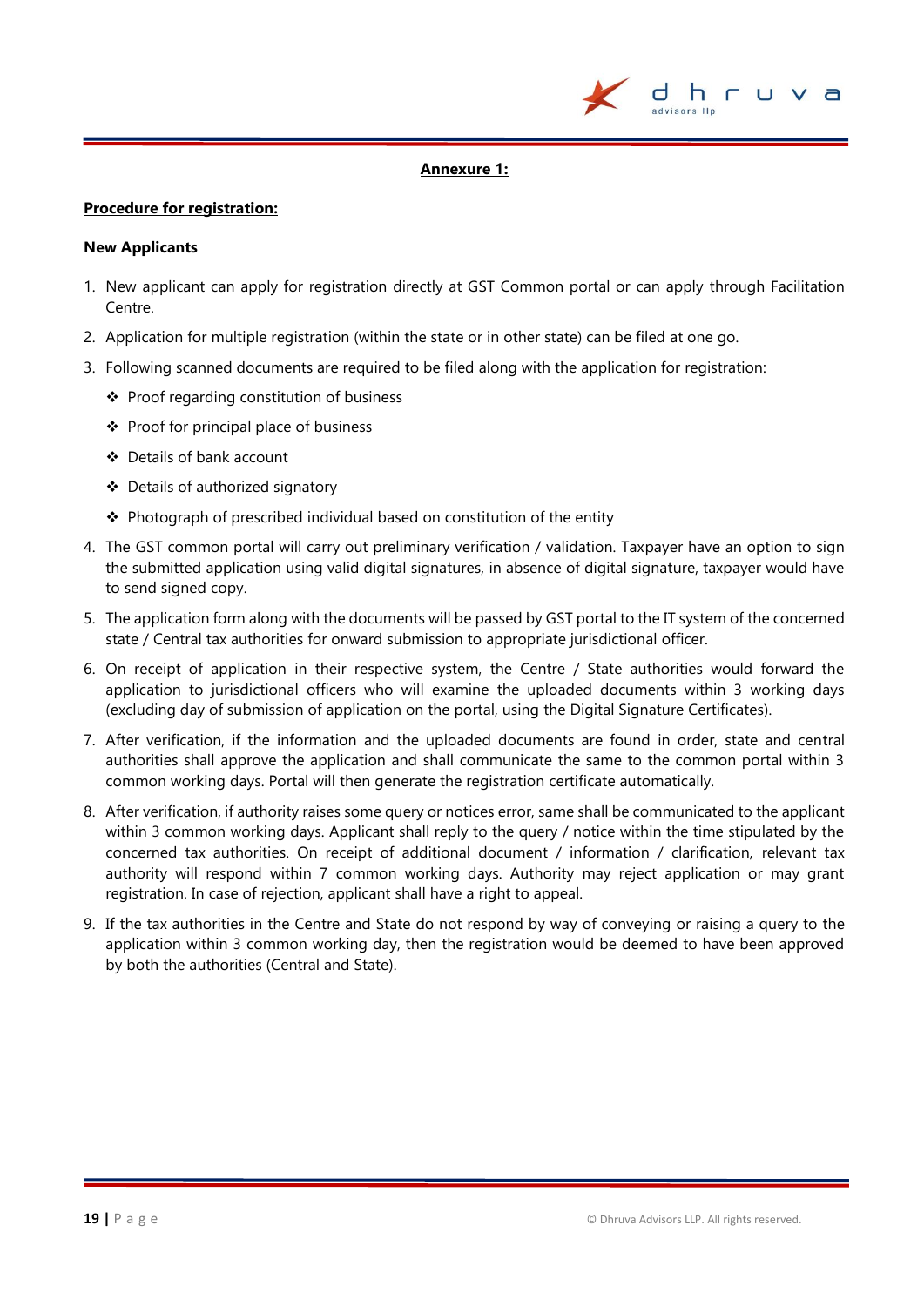**Annexure 1:**

**Procedure for registration:**

**New Applicants**

1. New applicant can apply for registration directly at GST Common portal or can apply through Facilitation Centre.
2. Application for multiple registration (within the state or in other state) can be filed at one go.
3. Following scanned documents are required to be filed along with the application for registration:
    - Proof regarding constitution of business
    - Proof for principal place of business
    - Details of bank account
    - Details of authorized signatory
    - Photograph of prescribed individual based on constitution of the entity
4. The GST common portal will carry out preliminary verification / validation. Taxpayer have an option to sign the submitted application using valid digital signatures, in absence of digital signature, taxpayer would have to send signed copy.
5. The application form along with the documents will be passed by GST portal to the IT system of the concerned state / Central tax authorities for onward submission to appropriate jurisdictional officer.
6. On receipt of application in their respective system, the Centre / State authorities would forward the application to jurisdictional officers who will examine the uploaded documents within 3 working days (excluding day of submission of application on the portal, using the Digital Signature Certificates).
7. After verification, if the information and the uploaded documents are found in order, state and central authorities shall approve the application and shall communicate the same to the common portal within 3 common working days. Portal will then generate the registration certificate automatically.
8. After verification, if authority raises some query or notices error, same shall be communicated to the applicant within 3 common working days. Applicant shall reply to the query / notice within the time stipulated by the concerned tax authorities. On receipt of additional document / information / clarification, relevant tax authority will respond within 7 common working days. Authority may reject application or may grant registration. In case of rejection, applicant shall have a right to appeal.
9. If the tax authorities in the Centre and State do not respond by way of conveying or raising a query to the application within 3 common working day, then the registration would be deemed to have been approved by both the authorities (Central and State).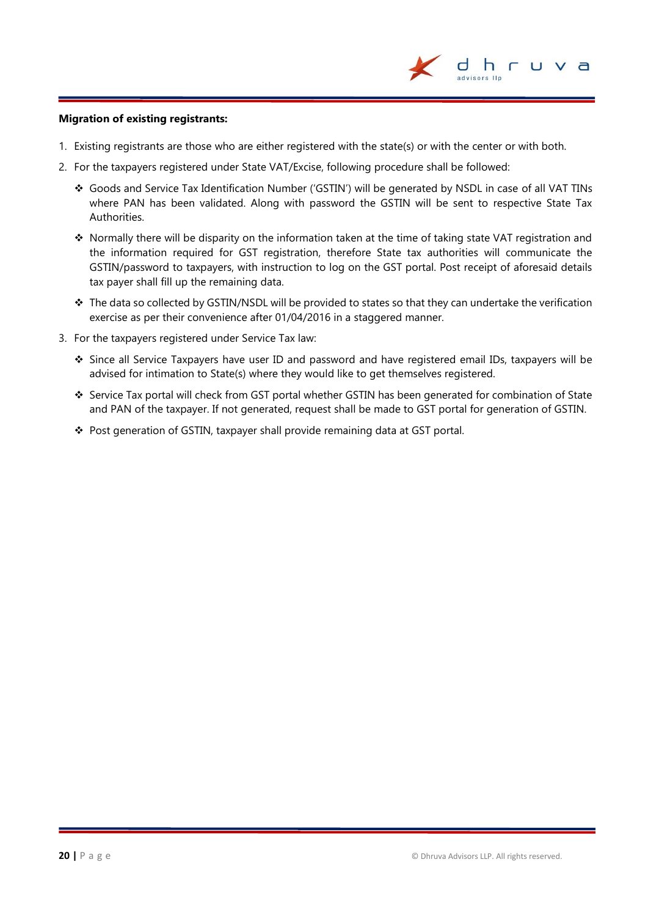**Migration of existing registrants:**

1. Existing registrants are those who are either registered with the state(s) or with the center or with both.
2. For the taxpayers registered under State VAT/Excise, following procedure shall be followed:
   - ❖ Goods and Service Tax Identification Number ('GSTIN') will be generated by NSDL in case of all VAT TINs where PAN has been validated. Along with password the GSTIN will be sent to respective State Tax Authorities.
   - ❖ Normally there will be disparity on the information taken at the time of taking state VAT registration and the information required for GST registration, therefore State tax authorities will communicate the GSTIN/password to taxpayers, with instruction to log on the GST portal. Post receipt of aforesaid details tax payer shall fill up the remaining data.
   - ❖ The data so collected by GSTIN/NSDL will be provided to states so that they can undertake the verification exercise as per their convenience after 01/04/2016 in a staggered manner.
3. For the taxpayers registered under Service Tax law:
   - ❖ Since all Service Taxpayers have user ID and password and have registered email IDs, taxpayers will be advised for intimation to State(s) where they would like to get themselves registered.
   - ❖ Service Tax portal will check from GST portal whether GSTIN has been generated for combination of State and PAN of the taxpayer. If not generated, request shall be made to GST portal for generation of GSTIN.
   - ❖ Post generation of GSTIN, taxpayer shall provide remaining data at GST portal.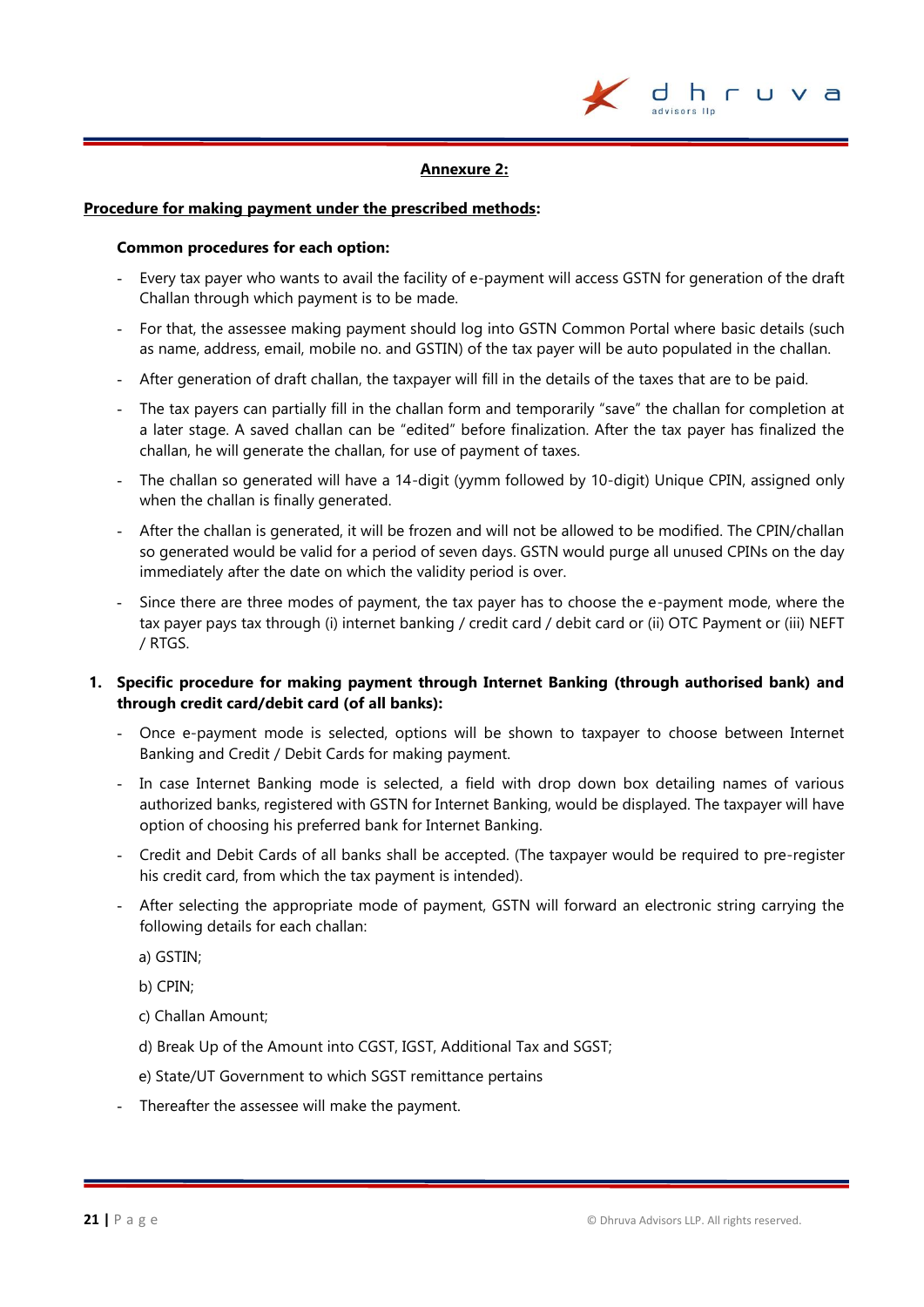## Annexure 2:

**Procedure for making payment under the prescribed methods:**

**Common procedures for each option:**

- Every tax payer who wants to avail the facility of e-payment will access GSTN for generation of the draft Challan through which payment is to be made.
- For that, the assessee making payment should log into GSTN Common Portal where basic details (such as name, address, email, mobile no. and GSTIN) of the tax payer will be auto populated in the challan.
- After generation of draft challan, the taxpayer will fill in the details of the taxes that are to be paid.
- The tax payers can partially fill in the challan form and temporarily "save" the challan for completion at a later stage. A saved challan can be "edited" before finalization. After the tax payer has finalized the challan, he will generate the challan, for use of payment of taxes.
- The challan so generated will have a 14-digit (yymm followed by 10-digit) Unique CPIN, assigned only when the challan is finally generated.
- After the challan is generated, it will be frozen and will not be allowed to be modified. The CPIN/challan so generated would be valid for a period of seven days. GSTN would purge all unused CPINs on the day immediately after the date on which the validity period is over.
- Since there are three modes of payment, the tax payer has to choose the e-payment mode, where the tax payer pays tax through (i) internet banking / credit card / debit card or (ii) OTC Payment or (iii) NEFT / RTGS.

1. **Specific procedure for making payment through Internet Banking (through authorised bank) and through credit card/debit card (of all banks):**

   - Once e-payment mode is selected, options will be shown to taxpayer to choose between Internet Banking and Credit / Debit Cards for making payment.
   - In case Internet Banking mode is selected, a field with drop down box detailing names of various authorized banks, registered with GSTN for Internet Banking, would be displayed. The taxpayer will have option of choosing his preferred bank for Internet Banking.
   - Credit and Debit Cards of all banks shall be accepted. (The taxpayer would be required to pre-register his credit card, from which the tax payment is intended).
   - After selecting the appropriate mode of payment, GSTN will forward an electronic string carrying the following details for each challan:

     a) GSTIN;

     b) CPIN;

     c) Challan Amount;

     d) Break Up of the Amount into CGST, IGST, Additional Tax and SGST;

     e) State/UT Government to which SGST remittance pertains

   - Thereafter the assessee will make the payment.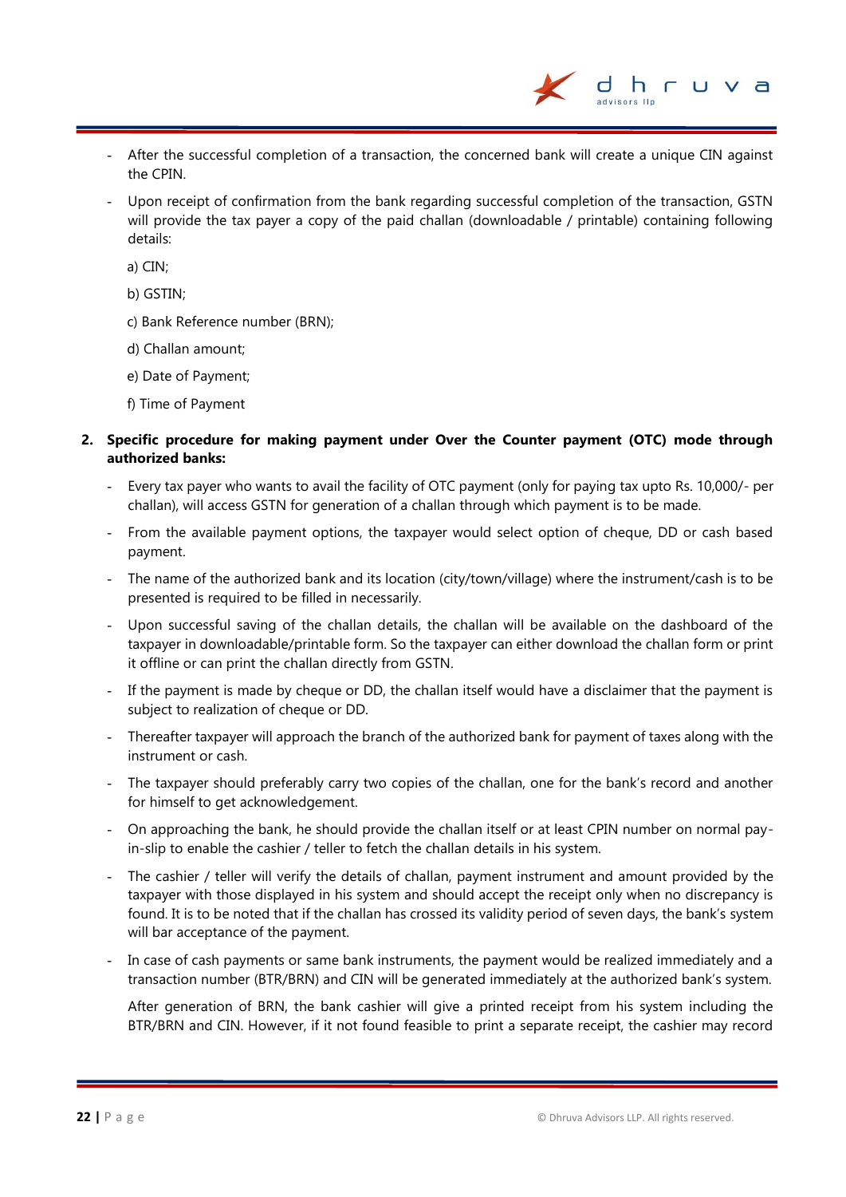- After the successful completion of a transaction, the concerned bank will create a unique CIN against the CPIN.
- Upon receipt of confirmation from the bank regarding successful completion of the transaction, GSTN will provide the tax payer a copy of the paid challan (downloadable / printable) containing following details:

  a) CIN;

  b) GSTIN;

  c) Bank Reference number (BRN);

  d) Challan amount;

  e) Date of Payment;

  f) Time of Payment

2. **Specific procedure for making payment under Over the Counter payment (OTC) mode through authorized banks:**

- Every tax payer who wants to avail the facility of OTC payment (only for paying tax upto Rs. 10,000/- per challan), will access GSTN for generation of a challan through which payment is to be made.
- From the available payment options, the taxpayer would select option of cheque, DD or cash based payment.
- The name of the authorized bank and its location (city/town/village) where the instrument/cash is to be presented is required to be filled in necessarily.
- Upon successful saving of the challan details, the challan will be available on the dashboard of the taxpayer in downloadable/printable form. So the taxpayer can either download the challan form or print it offline or can print the challan directly from GSTN.
- If the payment is made by cheque or DD, the challan itself would have a disclaimer that the payment is subject to realization of cheque or DD.
- Thereafter taxpayer will approach the branch of the authorized bank for payment of taxes along with the instrument or cash.
- The taxpayer should preferably carry two copies of the challan, one for the bank's record and another for himself to get acknowledgement.
- On approaching the bank, he should provide the challan itself or at least CPIN number on normal pay-in-slip to enable the cashier / teller to fetch the challan details in his system.
- The cashier / teller will verify the details of challan, payment instrument and amount provided by the taxpayer with those displayed in his system and should accept the receipt only when no discrepancy is found. It is to be noted that if the challan has crossed its validity period of seven days, the bank's system will bar acceptance of the payment.
- In case of cash payments or same bank instruments, the payment would be realized immediately and a transaction number (BTR/BRN) and CIN will be generated immediately at the authorized bank's system.

  After generation of BRN, the bank cashier will give a printed receipt from his system including the BTR/BRN and CIN. However, if it not found feasible to print a separate receipt, the cashier may record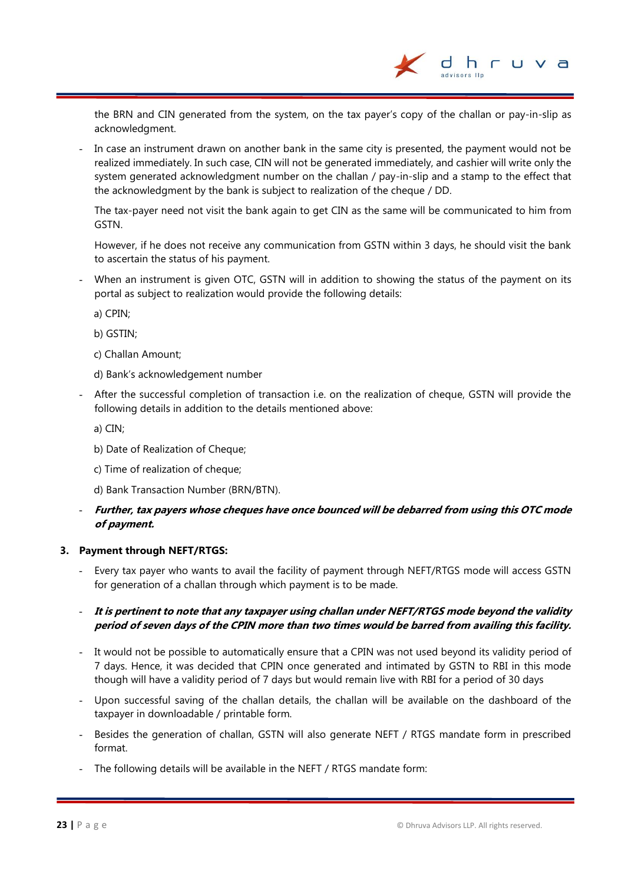the BRN and CIN generated from the system, on the tax payer's copy of the challan or pay-in-slip as acknowledgment.

- In case an instrument drawn on another bank in the same city is presented, the payment would not be realized immediately. In such case, CIN will not be generated immediately, and cashier will write only the system generated acknowledgment number on the challan / pay-in-slip and a stamp to the effect that the acknowledgment by the bank is subject to realization of the cheque / DD.

  The tax-payer need not visit the bank again to get CIN as the same will be communicated to him from GSTN.

  However, if he does not receive any communication from GSTN within 3 days, he should visit the bank to ascertain the status of his payment.

- When an instrument is given OTC, GSTN will in addition to showing the status of the payment on its portal as subject to realization would provide the following details:

  a) CPIN;

  b) GSTIN;

  c) Challan Amount;

  d) Bank's acknowledgement number

- After the successful completion of transaction i.e. on the realization of cheque, GSTN will provide the following details in addition to the details mentioned above:

  a) CIN;

  b) Date of Realization of Cheque;

  c) Time of realization of cheque;

  d) Bank Transaction Number (BRN/BTN).

- ***Further, tax payers whose cheques have once bounced will be debarred from using this OTC mode of payment.***

**3. Payment through NEFT/RTGS:**

- Every tax payer who wants to avail the facility of payment through NEFT/RTGS mode will access GSTN for generation of a challan through which payment is to be made.

- ***It is pertinent to note that any taxpayer using challan under NEFT/RTGS mode beyond the validity period of seven days of the CPIN more than two times would be barred from availing this facility.***

- It would not be possible to automatically ensure that a CPIN was not used beyond its validity period of 7 days. Hence, it was decided that CPIN once generated and intimated by GSTN to RBI in this mode though will have a validity period of 7 days but would remain live with RBI for a period of 30 days

- Upon successful saving of the challan details, the challan will be available on the dashboard of the taxpayer in downloadable / printable form.

- Besides the generation of challan, GSTN will also generate NEFT / RTGS mandate form in prescribed format.

- The following details will be available in the NEFT / RTGS mandate form: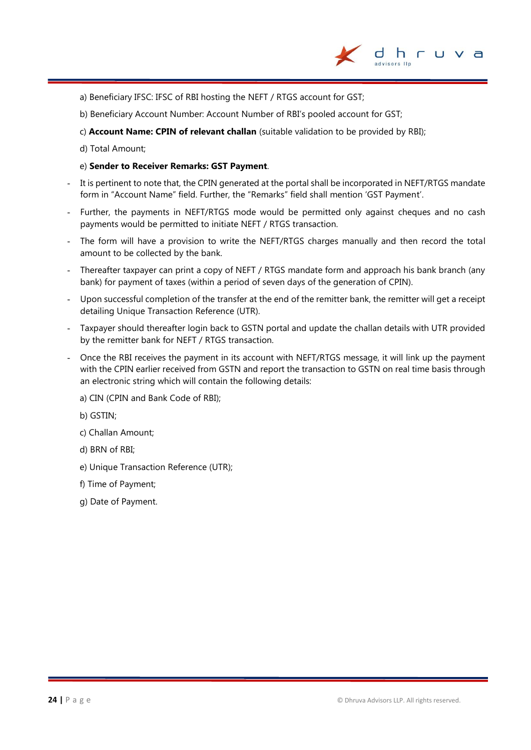a) Beneficiary IFSC: IFSC of RBI hosting the NEFT / RTGS account for GST;

b) Beneficiary Account Number: Account Number of RBI's pooled account for GST;

c) **Account Name: CPIN of relevant challan** (suitable validation to be provided by RBI);

d) Total Amount;

e) **Sender to Receiver Remarks: GST Payment**.

- It is pertinent to note that, the CPIN generated at the portal shall be incorporated in NEFT/RTGS mandate form in "Account Name" field. Further, the "Remarks" field shall mention 'GST Payment'.
- Further, the payments in NEFT/RTGS mode would be permitted only against cheques and no cash payments would be permitted to initiate NEFT / RTGS transaction.
- The form will have a provision to write the NEFT/RTGS charges manually and then record the total amount to be collected by the bank.
- Thereafter taxpayer can print a copy of NEFT / RTGS mandate form and approach his bank branch (any bank) for payment of taxes (within a period of seven days of the generation of CPIN).
- Upon successful completion of the transfer at the end of the remitter bank, the remitter will get a receipt detailing Unique Transaction Reference (UTR).
- Taxpayer should thereafter login back to GSTN portal and update the challan details with UTR provided by the remitter bank for NEFT / RTGS transaction.
- Once the RBI receives the payment in its account with NEFT/RTGS message, it will link up the payment with the CPIN earlier received from GSTN and report the transaction to GSTN on real time basis through an electronic string which will contain the following details:

a) CIN (CPIN and Bank Code of RBI);

b) GSTIN;

c) Challan Amount;

d) BRN of RBI;

e) Unique Transaction Reference (UTR);

f) Time of Payment;

g) Date of Payment.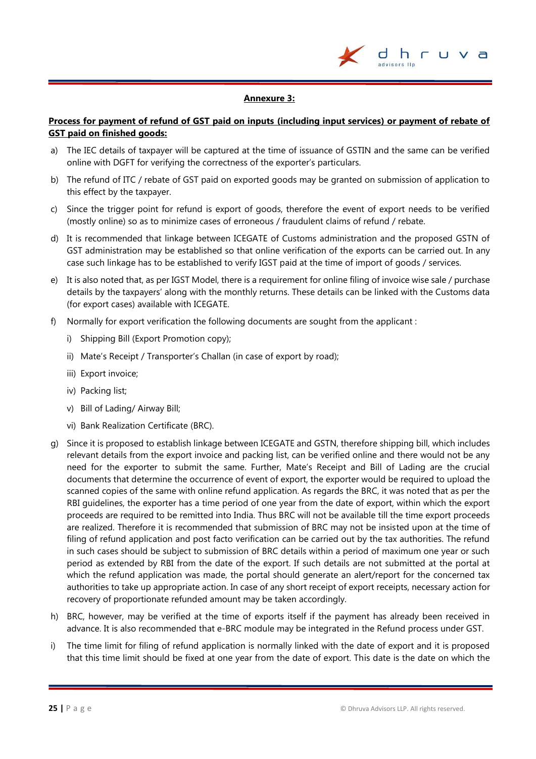**Annexure 3:**

**Process for payment of refund of GST paid on inputs (including input services) or payment of rebate of GST paid on finished goods:**

a) The IEC details of taxpayer will be captured at the time of issuance of GSTIN and the same can be verified online with DGFT for verifying the correctness of the exporter's particulars.

b) The refund of ITC / rebate of GST paid on exported goods may be granted on submission of application to this effect by the taxpayer.

c) Since the trigger point for refund is export of goods, therefore the event of export needs to be verified (mostly online) so as to minimize cases of erroneous / fraudulent claims of refund / rebate.

d) It is recommended that linkage between ICEGATE of Customs administration and the proposed GSTN of GST administration may be established so that online verification of the exports can be carried out. In any case such linkage has to be established to verify IGST paid at the time of import of goods / services.

e) It is also noted that, as per IGST Model, there is a requirement for online filing of invoice wise sale / purchase details by the taxpayers' along with the monthly returns. These details can be linked with the Customs data (for export cases) available with ICEGATE.

f) Normally for export verification the following documents are sought from the applicant :

   i) Shipping Bill (Export Promotion copy);

   ii) Mate's Receipt / Transporter's Challan (in case of export by road);

   iii) Export invoice;

   iv) Packing list;

   v) Bill of Lading/ Airway Bill;

   vi) Bank Realization Certificate (BRC).

g) Since it is proposed to establish linkage between ICEGATE and GSTN, therefore shipping bill, which includes relevant details from the export invoice and packing list, can be verified online and there would not be any need for the exporter to submit the same. Further, Mate's Receipt and Bill of Lading are the crucial documents that determine the occurrence of event of export, the exporter would be required to upload the scanned copies of the same with online refund application. As regards the BRC, it was noted that as per the RBI guidelines, the exporter has a time period of one year from the date of export, within which the export proceeds are required to be remitted into India. Thus BRC will not be available till the time export proceeds are realized. Therefore it is recommended that submission of BRC may not be insisted upon at the time of filing of refund application and post facto verification can be carried out by the tax authorities. The refund in such cases should be subject to submission of BRC details within a period of maximum one year or such period as extended by RBI from the date of the export. If such details are not submitted at the portal at which the refund application was made, the portal should generate an alert/report for the concerned tax authorities to take up appropriate action. In case of any short receipt of export receipts, necessary action for recovery of proportionate refunded amount may be taken accordingly.

h) BRC, however, may be verified at the time of exports itself if the payment has already been received in advance. It is also recommended that e-BRC module may be integrated in the Refund process under GST.

i) The time limit for filing of refund application is normally linked with the date of export and it is proposed that this time limit should be fixed at one year from the date of export. This date is the date on which the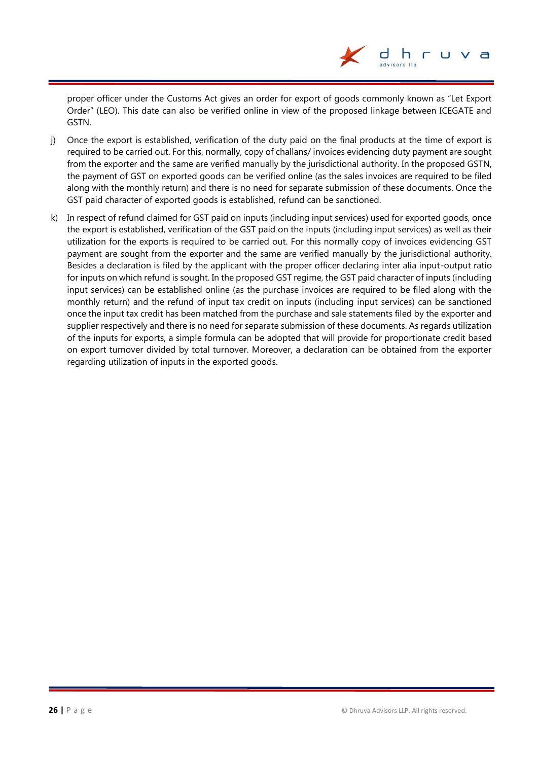proper officer under the Customs Act gives an order for export of goods commonly known as "Let Export Order" (LEO). This date can also be verified online in view of the proposed linkage between ICEGATE and GSTN.

j) Once the export is established, verification of the duty paid on the final products at the time of export is required to be carried out. For this, normally, copy of challans/ invoices evidencing duty payment are sought from the exporter and the same are verified manually by the jurisdictional authority. In the proposed GSTN, the payment of GST on exported goods can be verified online (as the sales invoices are required to be filed along with the monthly return) and there is no need for separate submission of these documents. Once the GST paid character of exported goods is established, refund can be sanctioned.

k) In respect of refund claimed for GST paid on inputs (including input services) used for exported goods, once the export is established, verification of the GST paid on the inputs (including input services) as well as their utilization for the exports is required to be carried out. For this normally copy of invoices evidencing GST payment are sought from the exporter and the same are verified manually by the jurisdictional authority. Besides a declaration is filed by the applicant with the proper officer declaring inter alia input-output ratio for inputs on which refund is sought. In the proposed GST regime, the GST paid character of inputs (including input services) can be established online (as the purchase invoices are required to be filed along with the monthly return) and the refund of input tax credit on inputs (including input services) can be sanctioned once the input tax credit has been matched from the purchase and sale statements filed by the exporter and supplier respectively and there is no need for separate submission of these documents. As regards utilization of the inputs for exports, a simple formula can be adopted that will provide for proportionate credit based on export turnover divided by total turnover. Moreover, a declaration can be obtained from the exporter regarding utilization of inputs in the exported goods.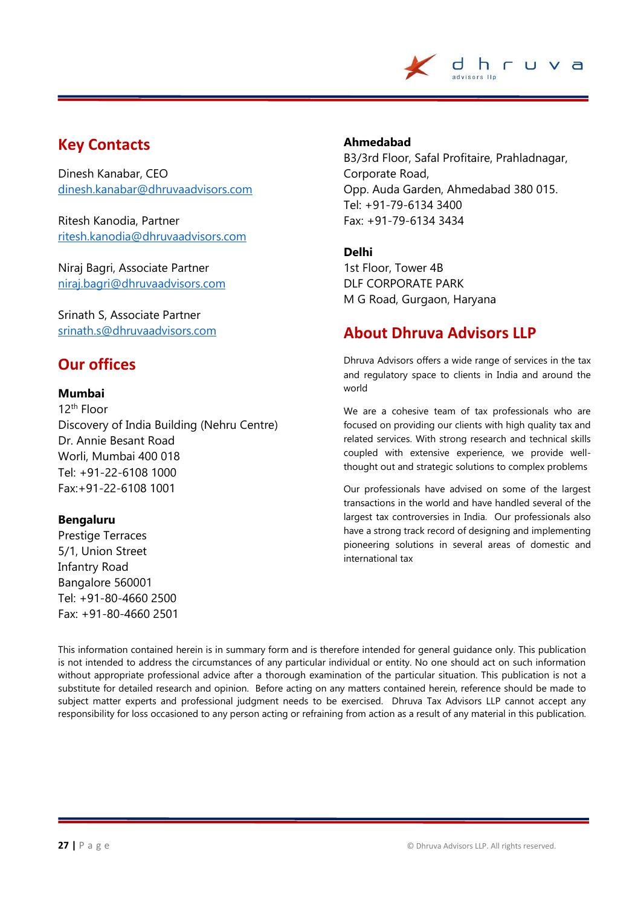## Key Contacts

Dinesh Kanabar, CEO
dinesh.kanabar@dhruvaadvisors.com

Ritesh Kanodia, Partner
ritesh.kanodia@dhruvaadvisors.com

Niraj Bagri, Associate Partner
niraj.bagri@dhruvaadvisors.com

Srinath S, Associate Partner
srinath.s@dhruvaadvisors.com

## Our offices

**Mumbai**
12th Floor
Discovery of India Building (Nehru Centre)
Dr. Annie Besant Road
Worli, Mumbai 400 018
Tel: +91-22-6108 1000
Fax:+91-22-6108 1001

**Bengaluru**
Prestige Terraces
5/1, Union Street
Infantry Road
Bangalore 560001
Tel: +91-80-4660 2500
Fax: +91-80-4660 2501

**Ahmedabad**
B3/3rd Floor, Safal Profitaire, Prahladnagar,
Corporate Road,
Opp. Auda Garden, Ahmedabad 380 015.
Tel: +91-79-6134 3400
Fax: +91-79-6134 3434

**Delhi**
1st Floor, Tower 4B
DLF CORPORATE PARK
M G Road, Gurgaon, Haryana

## About Dhruva Advisors LLP

Dhruva Advisors offers a wide range of services in the tax and regulatory space to clients in India and around the world

We are a cohesive team of tax professionals who are focused on providing our clients with high quality tax and related services. With strong research and technical skills coupled with extensive experience, we provide well-thought out and strategic solutions to complex problems

Our professionals have advised on some of the largest transactions in the world and have handled several of the largest tax controversies in India. Our professionals also have a strong track record of designing and implementing pioneering solutions in several areas of domestic and international tax

This information contained herein is in summary form and is therefore intended for general guidance only. This publication is not intended to address the circumstances of any particular individual or entity. No one should act on such information without appropriate professional advice after a thorough examination of the particular situation. This publication is not a substitute for detailed research and opinion. Before acting on any matters contained herein, reference should be made to subject matter experts and professional judgment needs to be exercised. Dhruva Tax Advisors LLP cannot accept any responsibility for loss occasioned to any person acting or refraining from action as a result of any material in this publication.